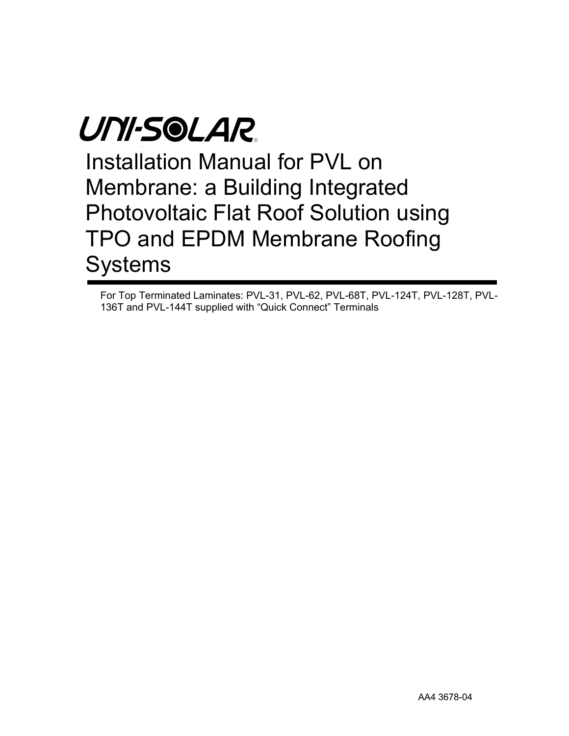UNI-SOLAR®

# Installation Manual for PVL on Membrane: a Building Integrated Photovoltaic Flat Roof Solution using TPO and EPDM Membrane Roofing Systems

For Top Terminated Laminates: PVL-31, PVL-62, PVL-68T, PVL-124T, PVL-128T, PVL-136T and PVL-144T supplied with "Quick Connect" Terminals

AA4 3678-04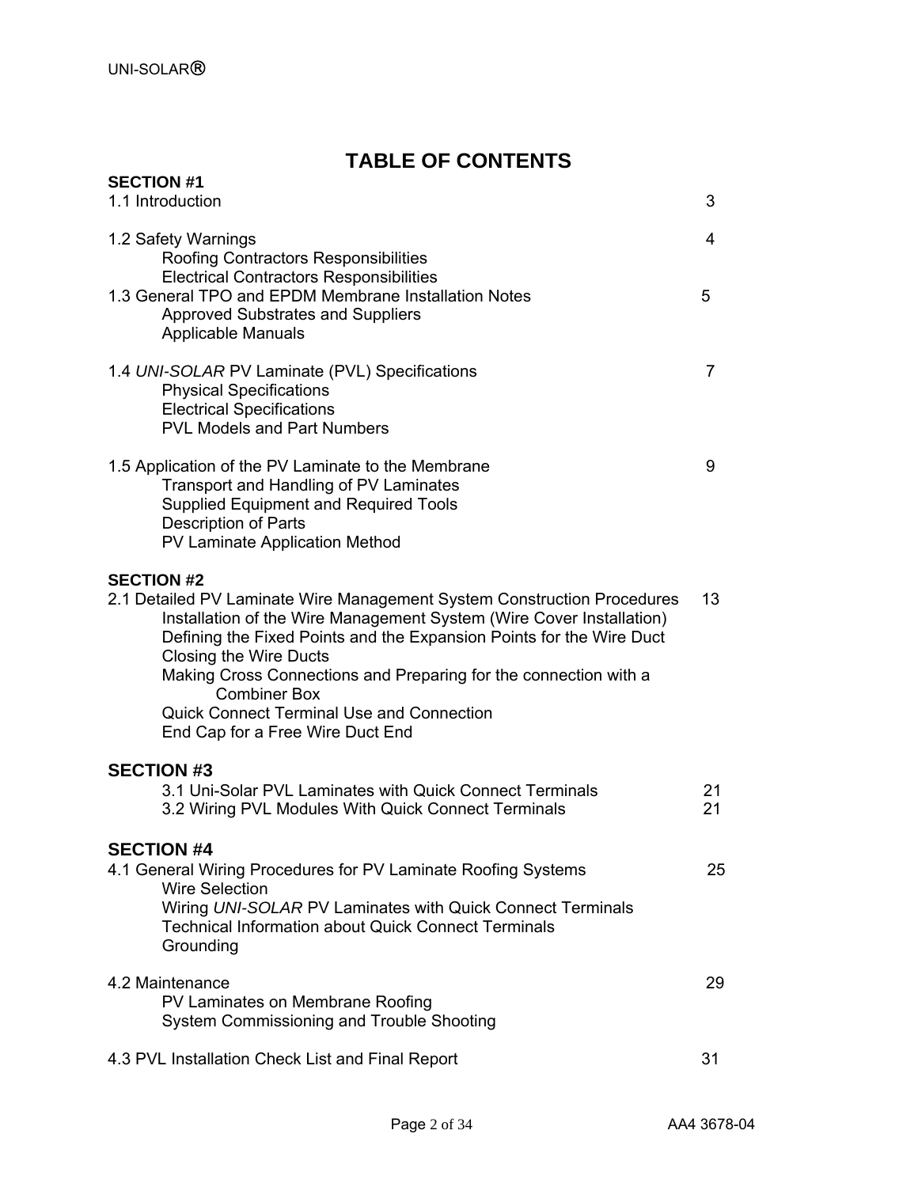# TABLE OF CONTENTS

**SECTION #1**

1.1 Introduction 3

1.2 Safety Warnings 4
- Roofing Contractors Responsibilities
- Electrical Contractors Responsibilities

1.3 General TPO and EPDM Membrane Installation Notes 5
- Approved Substrates and Suppliers
- Applicable Manuals

1.4 *UNI-SOLAR* PV Laminate (PVL) Specifications 7
- Physical Specifications
- Electrical Specifications
- PVL Models and Part Numbers

1.5 Application of the PV Laminate to the Membrane 9
- Transport and Handling of PV Laminates
- Supplied Equipment and Required Tools
- Description of Parts
- PV Laminate Application Method

**SECTION #2**

2.1 Detailed PV Laminate Wire Management System Construction Procedures 13
- Installation of the Wire Management System (Wire Cover Installation)
- Defining the Fixed Points and the Expansion Points for the Wire Duct
- Closing the Wire Ducts
- Making Cross Connections and Preparing for the connection with a Combiner Box
- Quick Connect Terminal Use and Connection
- End Cap for a Free Wire Duct End

**SECTION #3**

- 3.1 Uni-Solar PVL Laminates with Quick Connect Terminals 21
- 3.2 Wiring PVL Modules With Quick Connect Terminals 21

**SECTION #4**

4.1 General Wiring Procedures for PV Laminate Roofing Systems 25
- Wire Selection
- Wiring *UNI-SOLAR* PV Laminates with Quick Connect Terminals
- Technical Information about Quick Connect Terminals
- Grounding

4.2 Maintenance 29
- PV Laminates on Membrane Roofing
- System Commissioning and Trouble Shooting

4.3 PVL Installation Check List and Final Report 31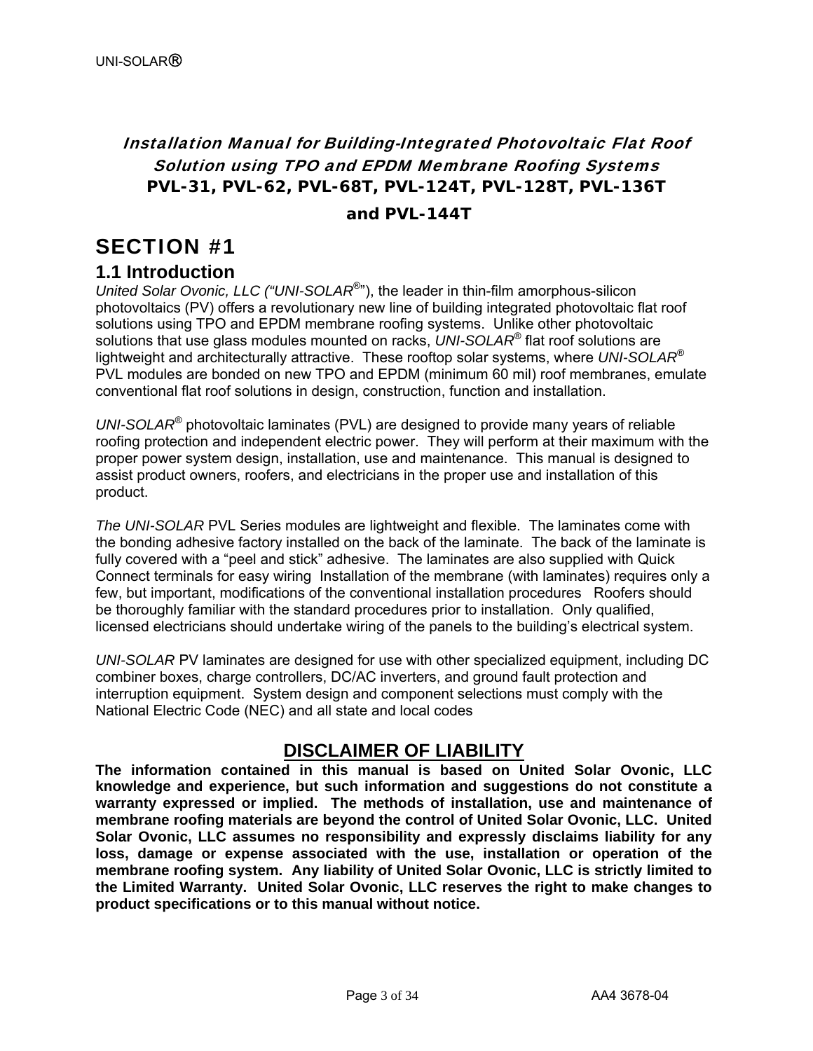# *Installation Manual for Building-Integrated Photovoltaic Flat Roof Solution using TPO and EPDM Membrane Roofing Systems*

# PVL-31, PVL-62, PVL-68T, PVL-124T, PVL-128T, PVL-136T and PVL-144T

## SECTION #1

### 1.1 Introduction

*United Solar Ovonic, LLC ("UNI-SOLAR®")*, the leader in thin-film amorphous-silicon photovoltaics (PV) offers a revolutionary new line of building integrated photovoltaic flat roof solutions using TPO and EPDM membrane roofing systems. Unlike other photovoltaic solutions that use glass modules mounted on racks, *UNI-SOLAR®* flat roof solutions are lightweight and architecturally attractive. These rooftop solar systems, where *UNI-SOLAR®* PVL modules are bonded on new TPO and EPDM (minimum 60 mil) roof membranes, emulate conventional flat roof solutions in design, construction, function and installation.

*UNI-SOLAR®* photovoltaic laminates (PVL) are designed to provide many years of reliable roofing protection and independent electric power. They will perform at their maximum with the proper power system design, installation, use and maintenance. This manual is designed to assist product owners, roofers, and electricians in the proper use and installation of this product.

*The UNI-SOLAR* PVL Series modules are lightweight and flexible. The laminates come with the bonding adhesive factory installed on the back of the laminate. The back of the laminate is fully covered with a "peel and stick" adhesive. The laminates are also supplied with Quick Connect terminals for easy wiring Installation of the membrane (with laminates) requires only a few, but important, modifications of the conventional installation procedures Roofers should be thoroughly familiar with the standard procedures prior to installation. Only qualified, licensed electricians should undertake wiring of the panels to the building's electrical system.

*UNI-SOLAR* PV laminates are designed for use with other specialized equipment, including DC combiner boxes, charge controllers, DC/AC inverters, and ground fault protection and interruption equipment. System design and component selections must comply with the National Electric Code (NEC) and all state and local codes

## DISCLAIMER OF LIABILITY

**The information contained in this manual is based on United Solar Ovonic, LLC knowledge and experience, but such information and suggestions do not constitute a warranty expressed or implied. The methods of installation, use and maintenance of membrane roofing materials are beyond the control of United Solar Ovonic, LLC. United Solar Ovonic, LLC assumes no responsibility and expressly disclaims liability for any loss, damage or expense associated with the use, installation or operation of the membrane roofing system. Any liability of United Solar Ovonic, LLC is strictly limited to the Limited Warranty. United Solar Ovonic, LLC reserves the right to make changes to product specifications or to this manual without notice.**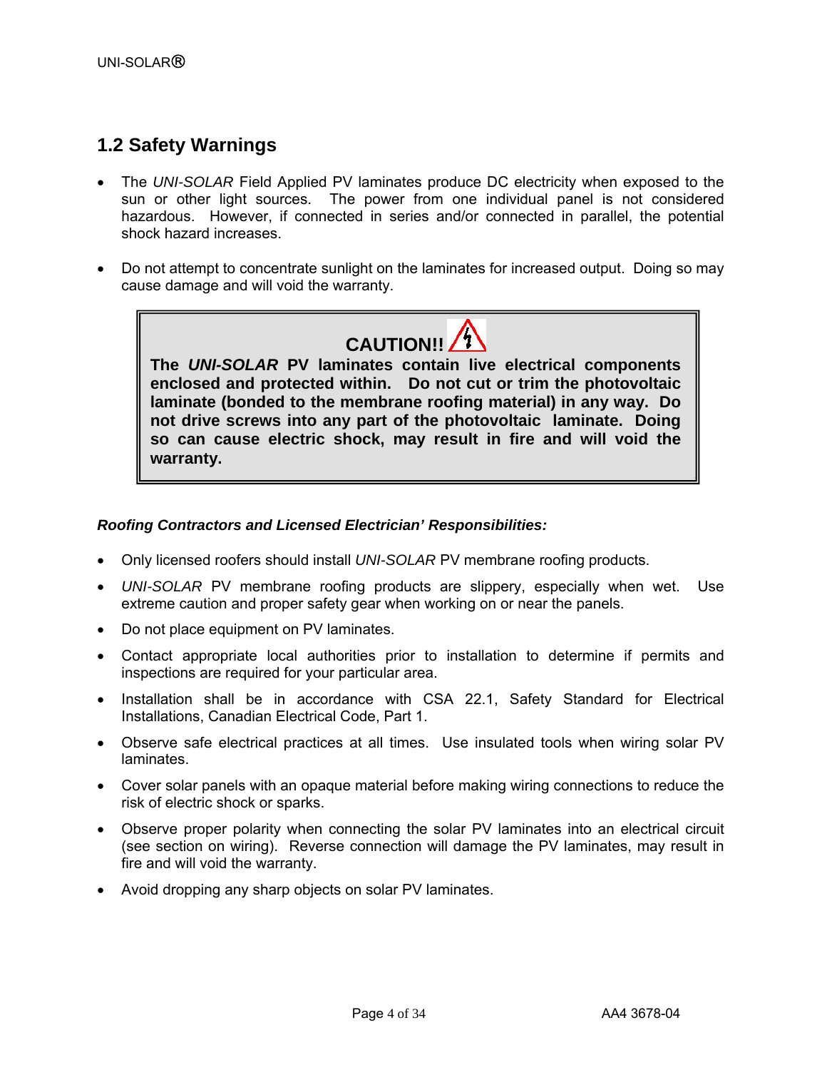## 1.2 Safety Warnings

- The *UNI-SOLAR* Field Applied PV laminates produce DC electricity when exposed to the sun or other light sources. The power from one individual panel is not considered hazardous. However, if connected in series and/or connected in parallel, the potential shock hazard increases.

- Do not attempt to concentrate sunlight on the laminates for increased output. Doing so may cause damage and will void the warranty.

> **CAUTION!!**
>
> **The *UNI-SOLAR* PV laminates contain live electrical components enclosed and protected within. Do not cut or trim the photovoltaic laminate (bonded to the membrane roofing material) in any way. Do not drive screws into any part of the photovoltaic laminate. Doing so can cause electric shock, may result in fire and will void the warranty.**

***Roofing Contractors and Licensed Electrician' Responsibilities:***

- Only licensed roofers should install *UNI-SOLAR* PV membrane roofing products.
- *UNI-SOLAR* PV membrane roofing products are slippery, especially when wet. Use extreme caution and proper safety gear when working on or near the panels.
- Do not place equipment on PV laminates.
- Contact appropriate local authorities prior to installation to determine if permits and inspections are required for your particular area.
- Installation shall be in accordance with CSA 22.1, Safety Standard for Electrical Installations, Canadian Electrical Code, Part 1.
- Observe safe electrical practices at all times. Use insulated tools when wiring solar PV laminates.
- Cover solar panels with an opaque material before making wiring connections to reduce the risk of electric shock or sparks.
- Observe proper polarity when connecting the solar PV laminates into an electrical circuit (see section on wiring). Reverse connection will damage the PV laminates, may result in fire and will void the warranty.
- Avoid dropping any sharp objects on solar PV laminates.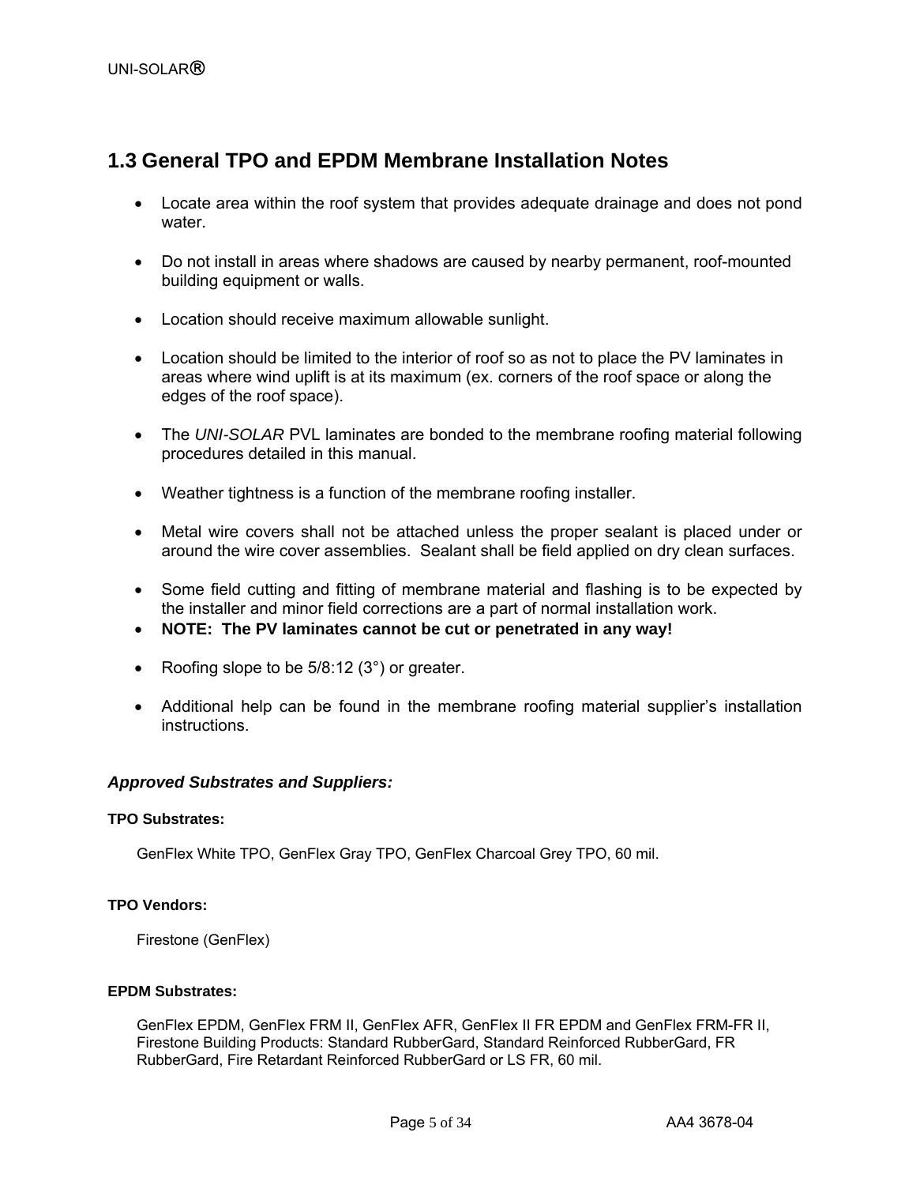## 1.3 General TPO and EPDM Membrane Installation Notes

- Locate area within the roof system that provides adequate drainage and does not pond water.
- Do not install in areas where shadows are caused by nearby permanent, roof-mounted building equipment or walls.
- Location should receive maximum allowable sunlight.
- Location should be limited to the interior of roof so as not to place the PV laminates in areas where wind uplift is at its maximum (ex. corners of the roof space or along the edges of the roof space).
- The *UNI-SOLAR* PVL laminates are bonded to the membrane roofing material following procedures detailed in this manual.
- Weather tightness is a function of the membrane roofing installer.
- Metal wire covers shall not be attached unless the proper sealant is placed under or around the wire cover assemblies. Sealant shall be field applied on dry clean surfaces.
- Some field cutting and fitting of membrane material and flashing is to be expected by the installer and minor field corrections are a part of normal installation work.
- **NOTE: The PV laminates cannot be cut or penetrated in any way!**
- Roofing slope to be 5/8:12 (3°) or greater.
- Additional help can be found in the membrane roofing material supplier's installation instructions.

### *Approved Substrates and Suppliers:*

**TPO Substrates:**

GenFlex White TPO, GenFlex Gray TPO, GenFlex Charcoal Grey TPO, 60 mil.

**TPO Vendors:**

Firestone (GenFlex)

**EPDM Substrates:**

GenFlex EPDM, GenFlex FRM II, GenFlex AFR, GenFlex II FR EPDM and GenFlex FRM-FR II, Firestone Building Products: Standard RubberGard, Standard Reinforced RubberGard, FR RubberGard, Fire Retardant Reinforced RubberGard or LS FR, 60 mil.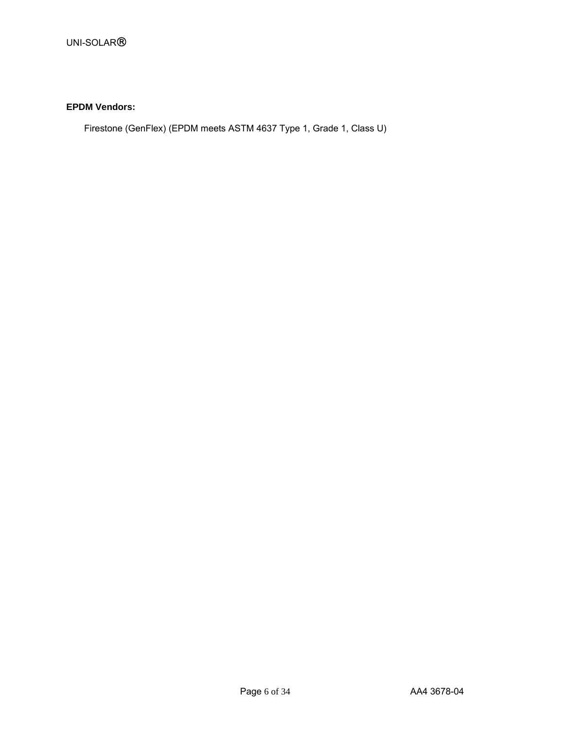**EPDM Vendors:**

Firestone (GenFlex) (EPDM meets ASTM 4637 Type 1, Grade 1, Class U)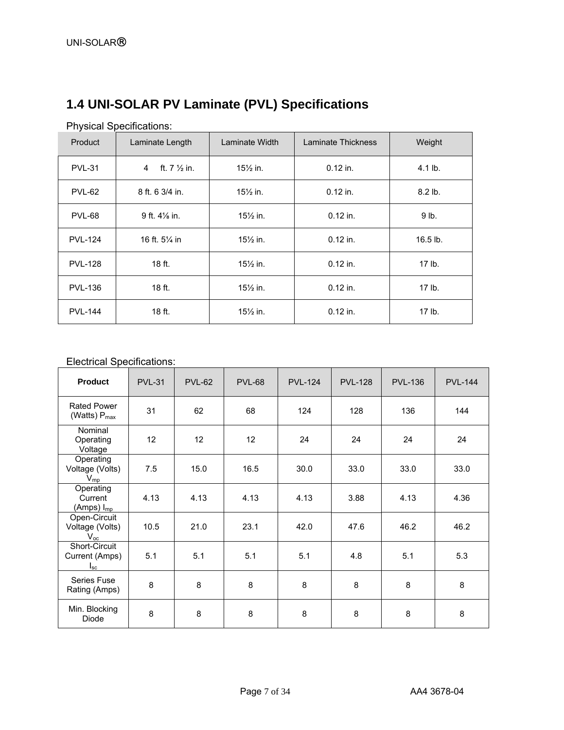## 1.4 UNI-SOLAR PV Laminate (PVL) Specifications

Physical Specifications:

| Product | Laminate Length | Laminate Width | Laminate Thickness | Weight |
|---|---|---|---|---|
| PVL-31 | 4 ft. 7 ½ in. | 15½ in. | 0.12 in. | 4.1 lb. |
| PVL-62 | 8 ft. 6 3/4 in. | 15½ in. | 0.12 in. | 8.2 lb. |
| PVL-68 | 9 ft. 4⅛ in. | 15½ in. | 0.12 in. | 9 lb. |
| PVL-124 | 16 ft. 5¼ in | 15½ in. | 0.12 in. | 16.5 lb. |
| PVL-128 | 18 ft. | 15½ in. | 0.12 in. | 17 lb. |
| PVL-136 | 18 ft. | 15½ in. | 0.12 in. | 17 lb. |
| PVL-144 | 18 ft. | 15½ in. | 0.12 in. | 17 lb. |

Electrical Specifications:

| Product | PVL-31 | PVL-62 | PVL-68 | PVL-124 | PVL-128 | PVL-136 | PVL-144 |
|---|---|---|---|---|---|---|---|
| Rated Power (Watts) $P_{max}$ | 31 | 62 | 68 | 124 | 128 | 136 | 144 |
| Nominal Operating Voltage | 12 | 12 | 12 | 24 | 24 | 24 | 24 |
| Operating Voltage (Volts) $V_{mp}$ | 7.5 | 15.0 | 16.5 | 30.0 | 33.0 | 33.0 | 33.0 |
| Operating Current (Amps) $I_{mp}$ | 4.13 | 4.13 | 4.13 | 4.13 | 3.88 | 4.13 | 4.36 |
| Open-Circuit Voltage (Volts) $V_{oc}$ | 10.5 | 21.0 | 23.1 | 42.0 | 47.6 | 46.2 | 46.2 |
| Short-Circuit Current (Amps) $I_{sc}$ | 5.1 | 5.1 | 5.1 | 5.1 | 4.8 | 5.1 | 5.3 |
| Series Fuse Rating (Amps) | 8 | 8 | 8 | 8 | 8 | 8 | 8 |
| Min. Blocking Diode | 8 | 8 | 8 | 8 | 8 | 8 | 8 |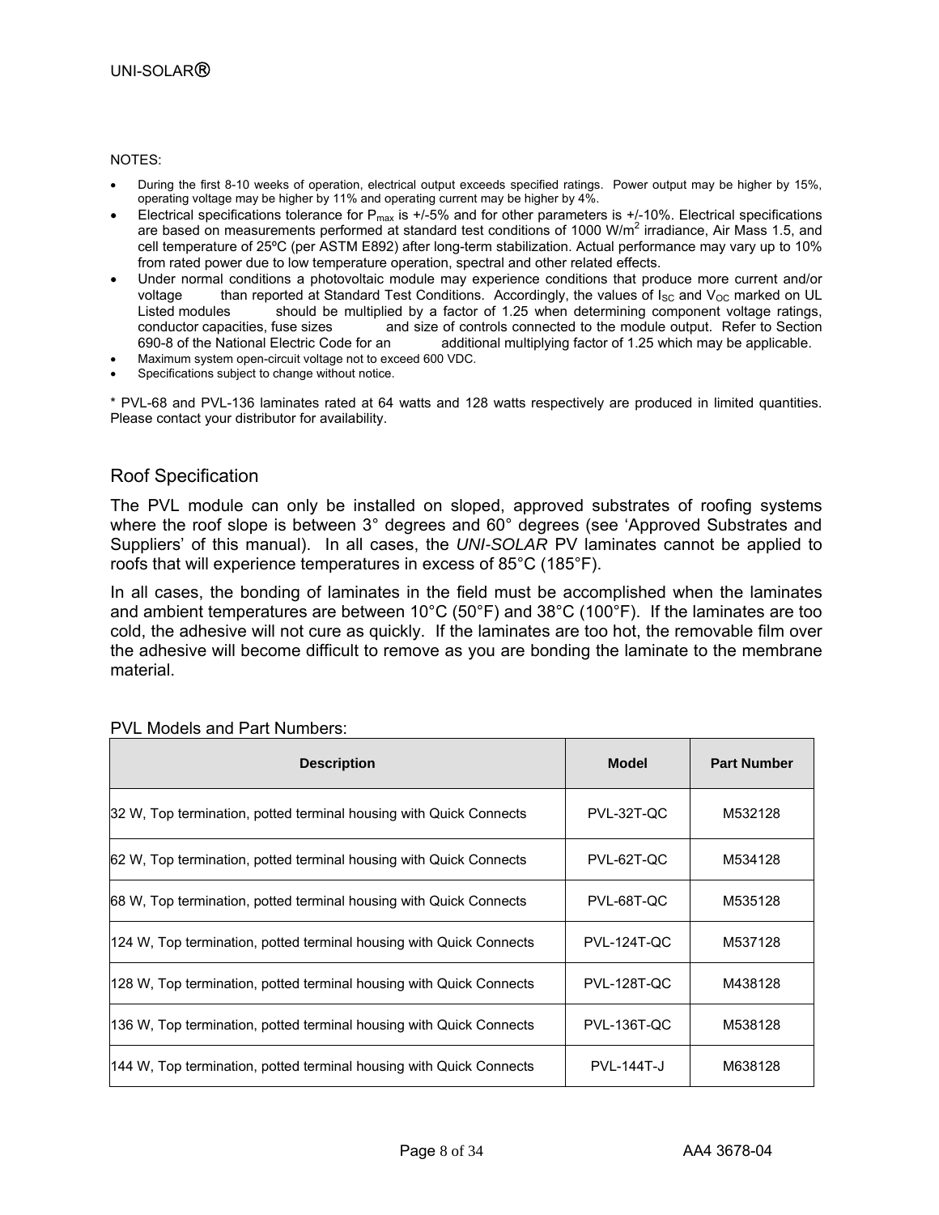NOTES:

- During the first 8-10 weeks of operation, electrical output exceeds specified ratings. Power output may be higher by 15%, operating voltage may be higher by 11% and operating current may be higher by 4%.
- Electrical specifications tolerance for $P_{max}$ is +/-5% and for other parameters is +/-10%. Electrical specifications are based on measurements performed at standard test conditions of 1000 W/m$^2$ irradiance, Air Mass 1.5, and cell temperature of 25ºC (per ASTM E892) after long-term stabilization. Actual performance may vary up to 10% from rated power due to low temperature operation, spectral and other related effects.
- Under normal conditions a photovoltaic module may experience conditions that produce more current and/or voltage than reported at Standard Test Conditions. Accordingly, the values of $I_{SC}$ and $V_{OC}$ marked on UL Listed modules should be multiplied by a factor of 1.25 when determining component voltage ratings, conductor capacities, fuse sizes and size of controls connected to the module output. Refer to Section 690-8 of the National Electric Code for an additional multiplying factor of 1.25 which may be applicable.
- Maximum system open-circuit voltage not to exceed 600 VDC.
- Specifications subject to change without notice.

* PVL-68 and PVL-136 laminates rated at 64 watts and 128 watts respectively are produced in limited quantities. Please contact your distributor for availability.

## Roof Specification

The PVL module can only be installed on sloped, approved substrates of roofing systems where the roof slope is between 3° degrees and 60° degrees (see 'Approved Substrates and Suppliers' of this manual). In all cases, the *UNI-SOLAR* PV laminates cannot be applied to roofs that will experience temperatures in excess of 85°C (185°F).

In all cases, the bonding of laminates in the field must be accomplished when the laminates and ambient temperatures are between 10°C (50°F) and 38°C (100°F). If the laminates are too cold, the adhesive will not cure as quickly. If the laminates are too hot, the removable film over the adhesive will become difficult to remove as you are bonding the laminate to the membrane material.

PVL Models and Part Numbers:

| Description | Model | Part Number |
|---|---|---|
| 32 W, Top termination, potted terminal housing with Quick Connects | PVL-32T-QC | M532128 |
| 62 W, Top termination, potted terminal housing with Quick Connects | PVL-62T-QC | M534128 |
| 68 W, Top termination, potted terminal housing with Quick Connects | PVL-68T-QC | M535128 |
| 124 W, Top termination, potted terminal housing with Quick Connects | PVL-124T-QC | M537128 |
| 128 W, Top termination, potted terminal housing with Quick Connects | PVL-128T-QC | M438128 |
| 136 W, Top termination, potted terminal housing with Quick Connects | PVL-136T-QC | M538128 |
| 144 W, Top termination, potted terminal housing with Quick Connects | PVL-144T-J | M638128 |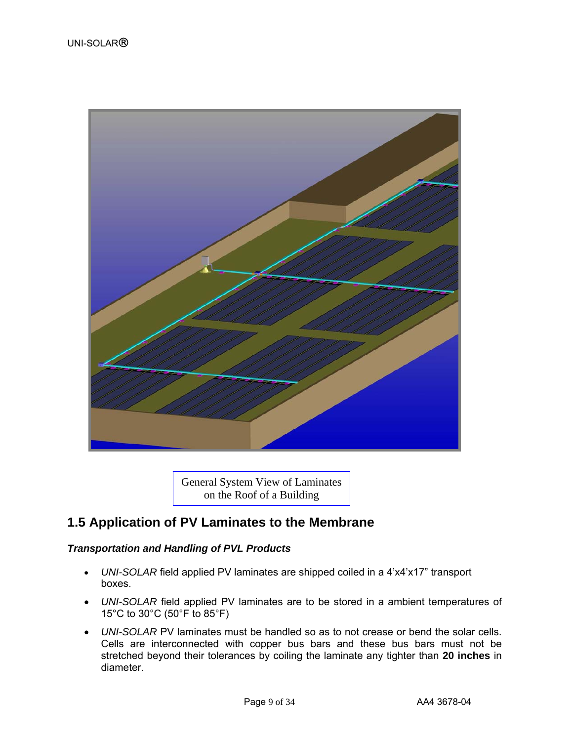General System View of Laminates on the Roof of a Building

## 1.5 Application of PV Laminates to the Membrane

***Transportation and Handling of PVL Products***

- *UNI-SOLAR* field applied PV laminates are shipped coiled in a 4'x4'x17" transport boxes.
- *UNI-SOLAR* field applied PV laminates are to be stored in a ambient temperatures of 15°C to 30°C (50°F to 85°F)
- *UNI-SOLAR* PV laminates must be handled so as to not crease or bend the solar cells. Cells are interconnected with copper bus bars and these bus bars must not be stretched beyond their tolerances by coiling the laminate any tighter than **20 inches** in diameter.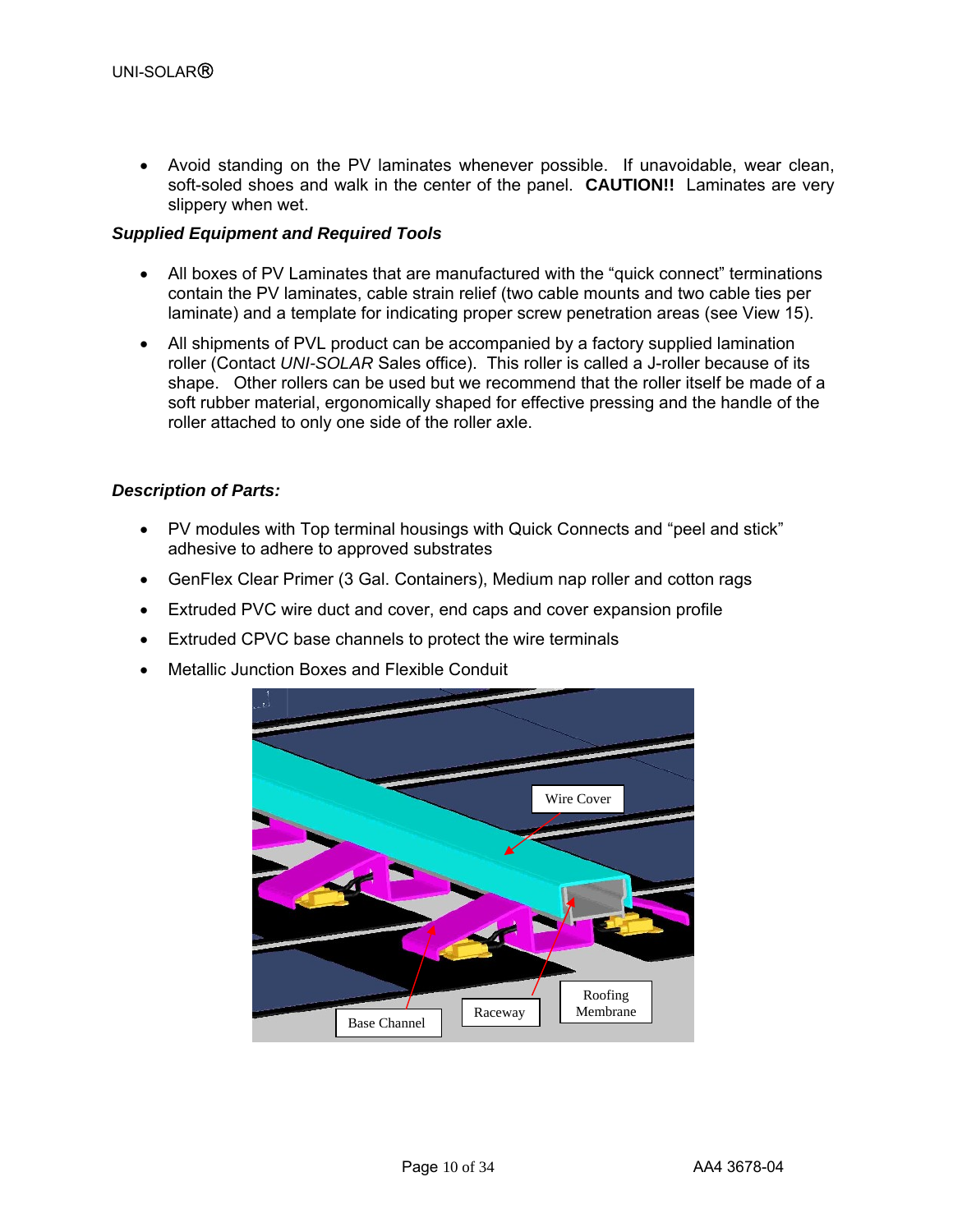- Avoid standing on the PV laminates whenever possible. If unavoidable, wear clean, soft-soled shoes and walk in the center of the panel. **CAUTION!!** Laminates are very slippery when wet.

***Supplied Equipment and Required Tools***

- All boxes of PV Laminates that are manufactured with the "quick connect" terminations contain the PV laminates, cable strain relief (two cable mounts and two cable ties per laminate) and a template for indicating proper screw penetration areas (see View 15).
- All shipments of PVL product can be accompanied by a factory supplied lamination roller (Contact *UNI-SOLAR* Sales office). This roller is called a J-roller because of its shape. Other rollers can be used but we recommend that the roller itself be made of a soft rubber material, ergonomically shaped for effective pressing and the handle of the roller attached to only one side of the roller axle.

***Description of Parts:***

- PV modules with Top terminal housings with Quick Connects and "peel and stick" adhesive to adhere to approved substrates
- GenFlex Clear Primer (3 Gal. Containers), Medium nap roller and cotton rags
- Extruded PVC wire duct and cover, end caps and cover expansion profile
- Extruded CPVC base channels to protect the wire terminals
- Metallic Junction Boxes and Flexible Conduit

Wire Cover

Base Channel

Raceway

Roofing Membrane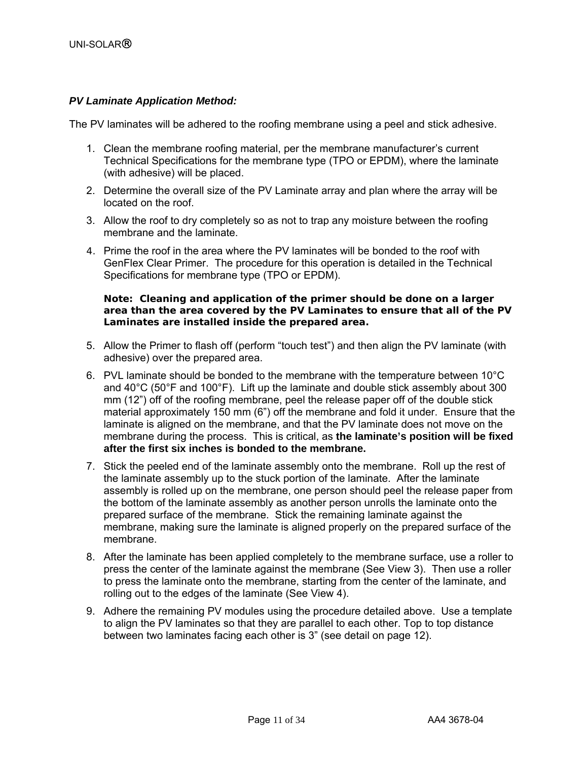***PV Laminate Application Method:***

The PV laminates will be adhered to the roofing membrane using a peel and stick adhesive.

1. Clean the membrane roofing material, per the membrane manufacturer's current Technical Specifications for the membrane type (TPO or EPDM), where the laminate (with adhesive) will be placed.
2. Determine the overall size of the PV Laminate array and plan where the array will be located on the roof.
3. Allow the roof to dry completely so as not to trap any moisture between the roofing membrane and the laminate.
4. Prime the roof in the area where the PV laminates will be bonded to the roof with GenFlex Clear Primer. The procedure for this operation is detailed in the Technical Specifications for membrane type (TPO or EPDM).

   **Note: Cleaning and application of the primer should be done on a larger area than the area covered by the PV Laminates to ensure that all of the PV Laminates are installed inside the prepared area.**

5. Allow the Primer to flash off (perform "touch test") and then align the PV laminate (with adhesive) over the prepared area.
6. PVL laminate should be bonded to the membrane with the temperature between 10°C and 40°C (50°F and 100°F). Lift up the laminate and double stick assembly about 300 mm (12") off of the roofing membrane, peel the release paper off of the double stick material approximately 150 mm (6") off the membrane and fold it under. Ensure that the laminate is aligned on the membrane, and that the PV laminate does not move on the membrane during the process. This is critical, as **the laminate's position will be fixed after the first six inches is bonded to the membrane.**
7. Stick the peeled end of the laminate assembly onto the membrane. Roll up the rest of the laminate assembly up to the stuck portion of the laminate. After the laminate assembly is rolled up on the membrane, one person should peel the release paper from the bottom of the laminate assembly as another person unrolls the laminate onto the prepared surface of the membrane. Stick the remaining laminate against the membrane, making sure the laminate is aligned properly on the prepared surface of the membrane.
8. After the laminate has been applied completely to the membrane surface, use a roller to press the center of the laminate against the membrane (See View 3). Then use a roller to press the laminate onto the membrane, starting from the center of the laminate, and rolling out to the edges of the laminate (See View 4).
9. Adhere the remaining PV modules using the procedure detailed above. Use a template to align the PV laminates so that they are parallel to each other. Top to top distance between two laminates facing each other is 3" (see detail on page 12).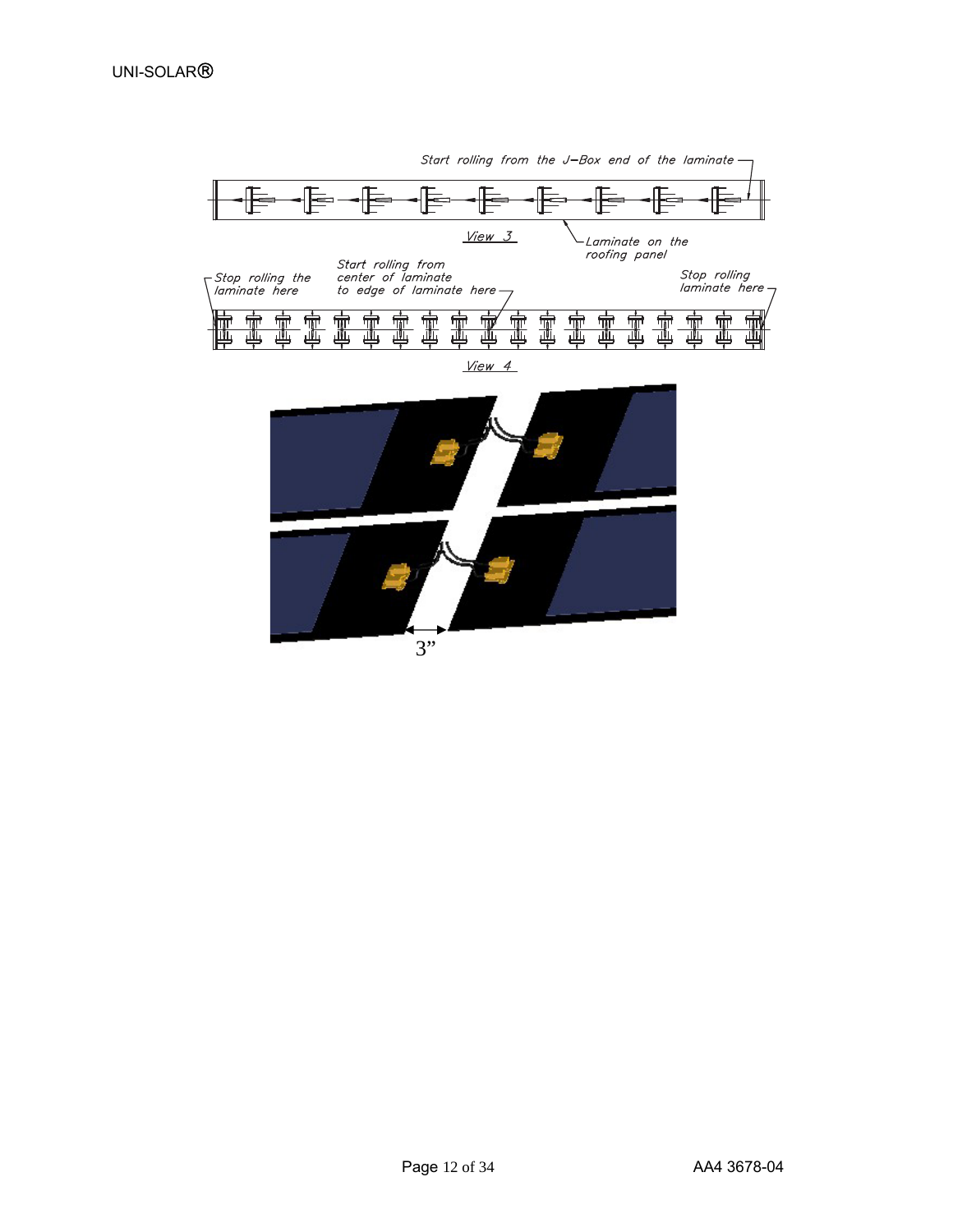Start rolling from the J–Box end of the laminate

Laminate on the roofing panel

View 3

Stop rolling the laminate here

Start rolling from center of laminate to edge of laminate here

Stop rolling laminate here

View 4

3”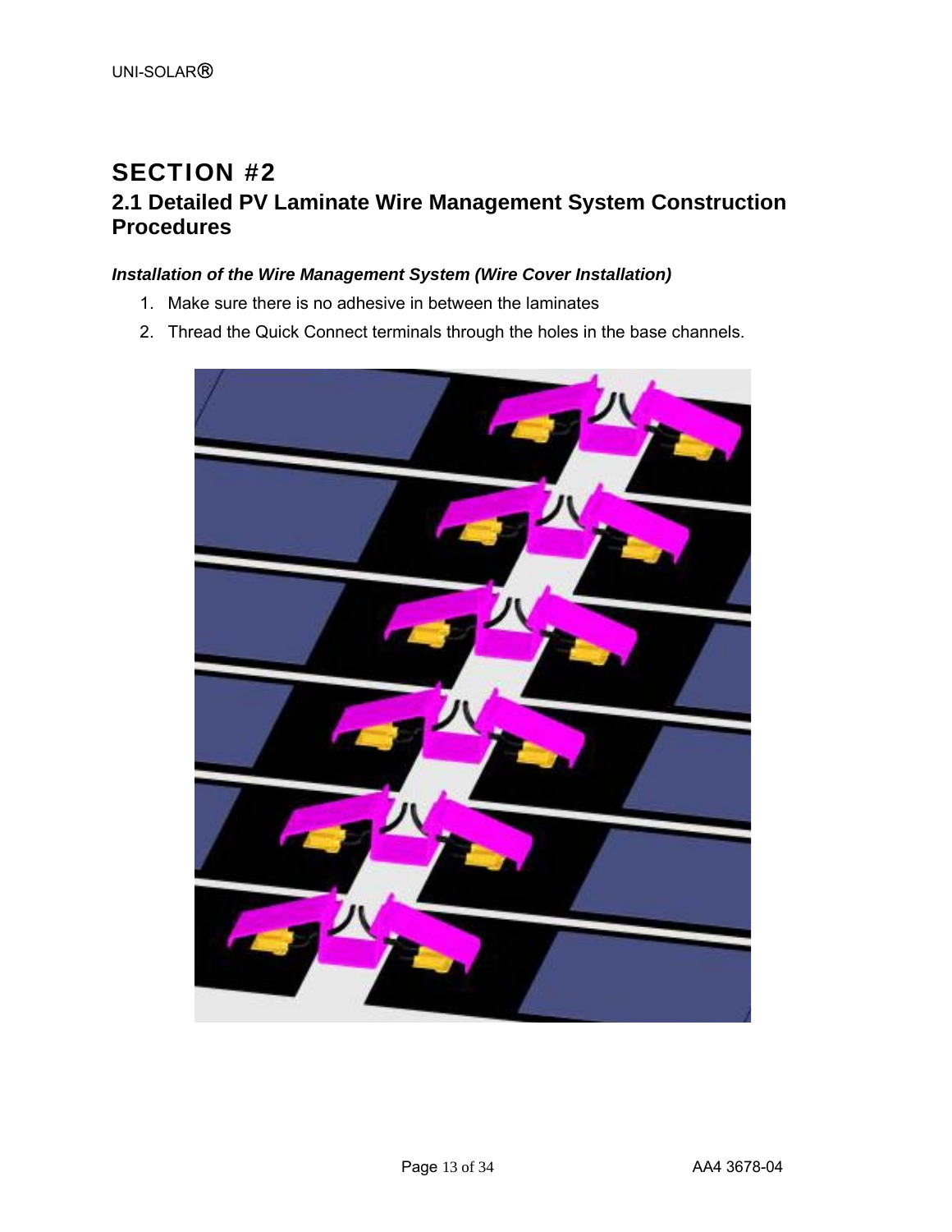# SECTION #2

## 2.1 Detailed PV Laminate Wire Management System Construction Procedures

***Installation of the Wire Management System (Wire Cover Installation)***

1. Make sure there is no adhesive in between the laminates
2. Thread the Quick Connect terminals through the holes in the base channels.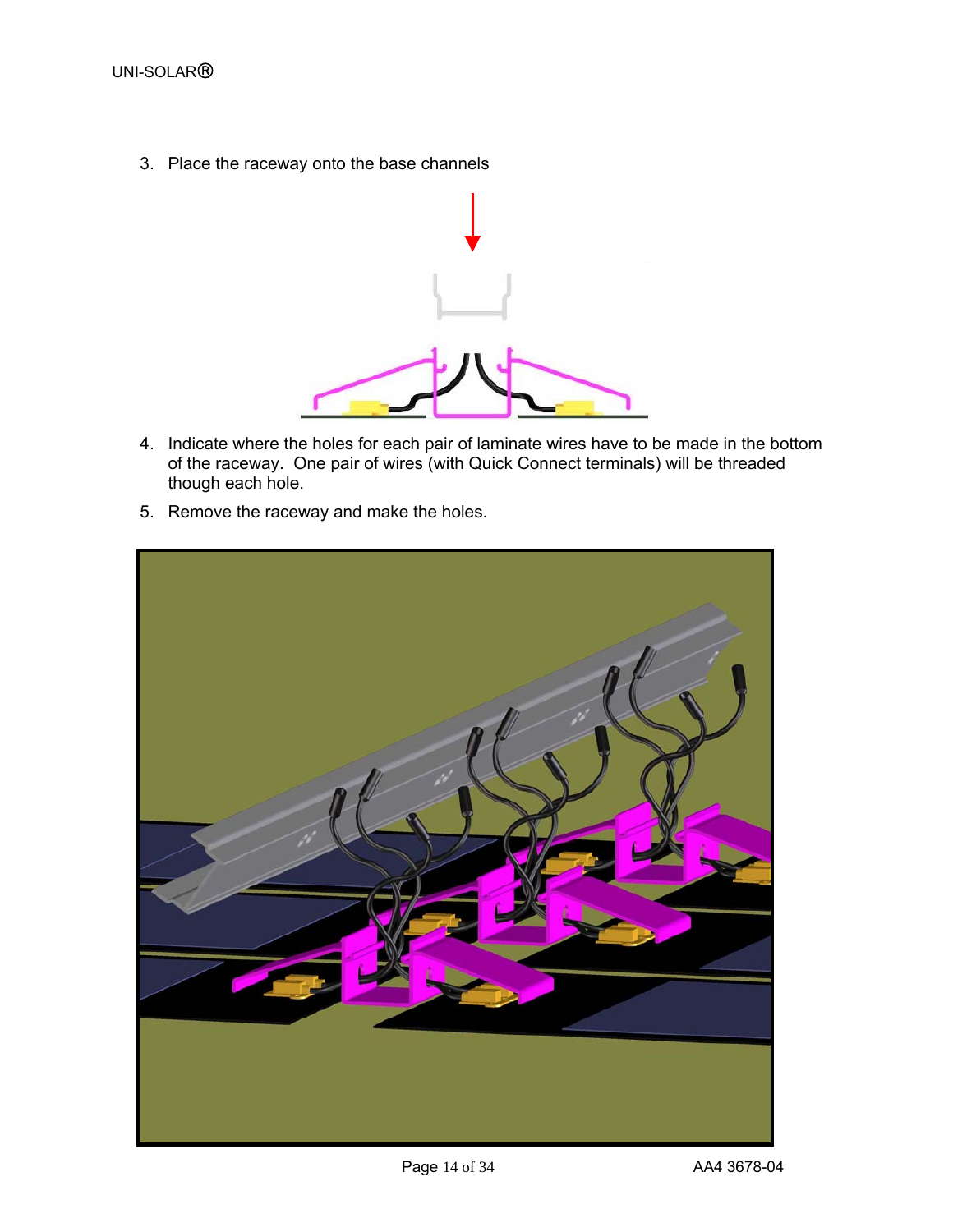3. Place the raceway onto the base channels

4. Indicate where the holes for each pair of laminate wires have to be made in the bottom of the raceway. One pair of wires (with Quick Connect terminals) will be threaded though each hole.

5. Remove the raceway and make the holes.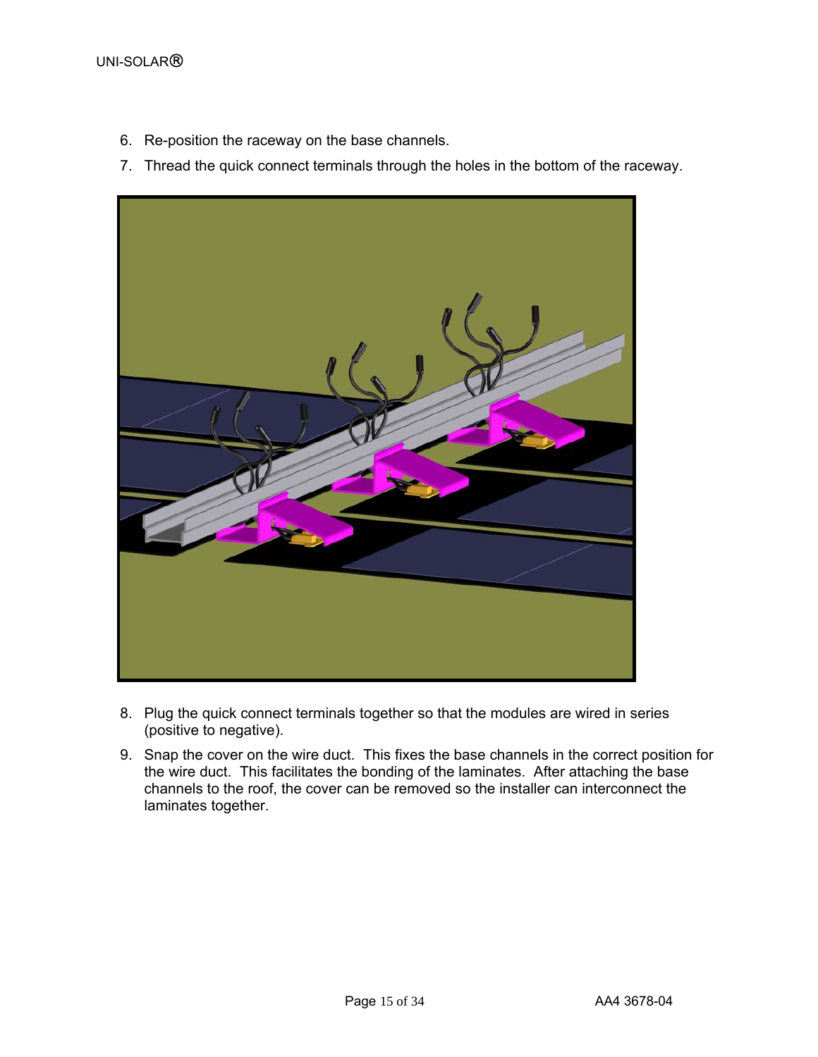6. Re-position the raceway on the base channels.
7. Thread the quick connect terminals through the holes in the bottom of the raceway.

8. Plug the quick connect terminals together so that the modules are wired in series (positive to negative).
9. Snap the cover on the wire duct. This fixes the base channels in the correct position for the wire duct. This facilitates the bonding of the laminates. After attaching the base channels to the roof, the cover can be removed so the installer can interconnect the laminates together.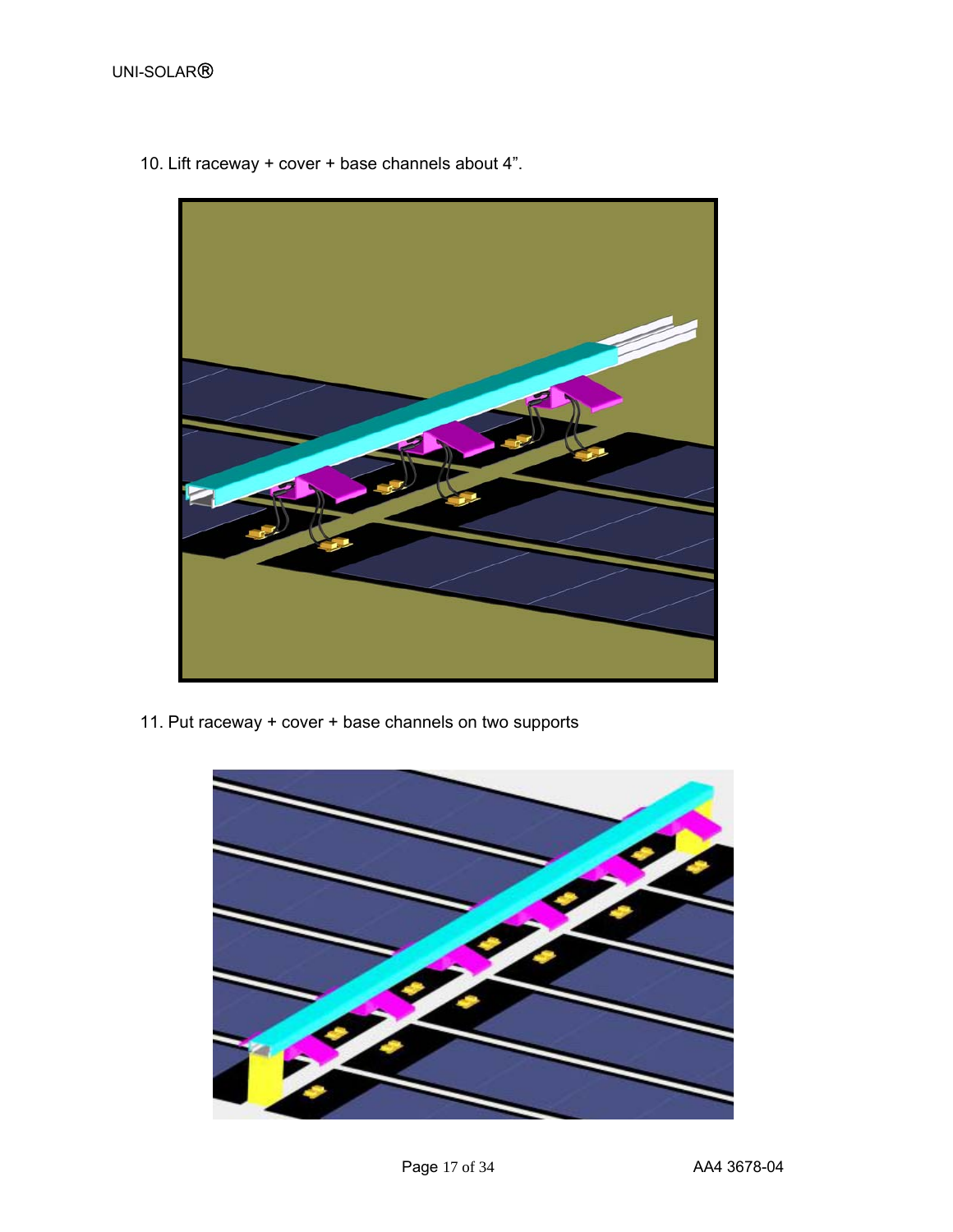10. Lift raceway + cover + base channels about 4”.

11. Put raceway + cover + base channels on two supports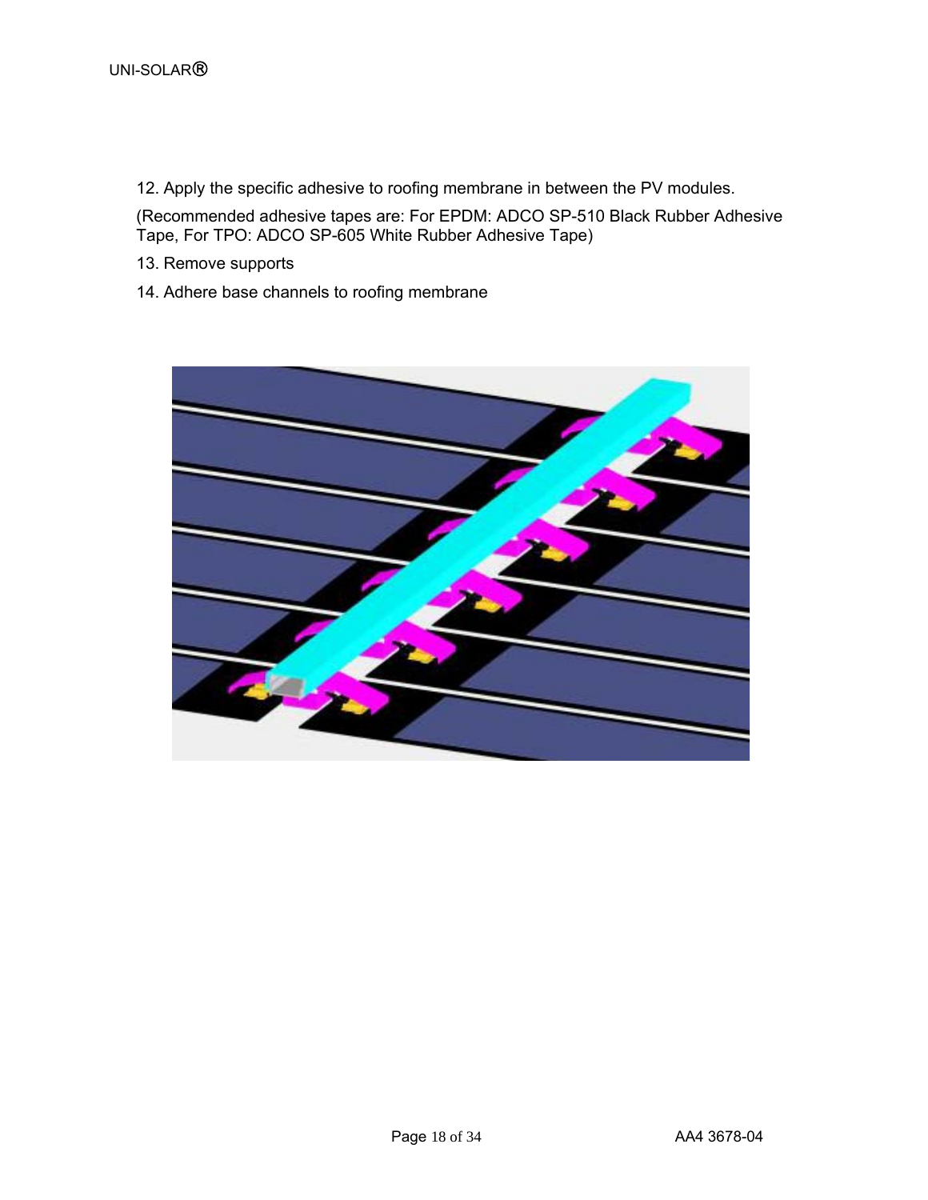12. Apply the specific adhesive to roofing membrane in between the PV modules.

(Recommended adhesive tapes are: For EPDM: ADCO SP-510 Black Rubber Adhesive Tape, For TPO: ADCO SP-605 White Rubber Adhesive Tape)

13. Remove supports

14. Adhere base channels to roofing membrane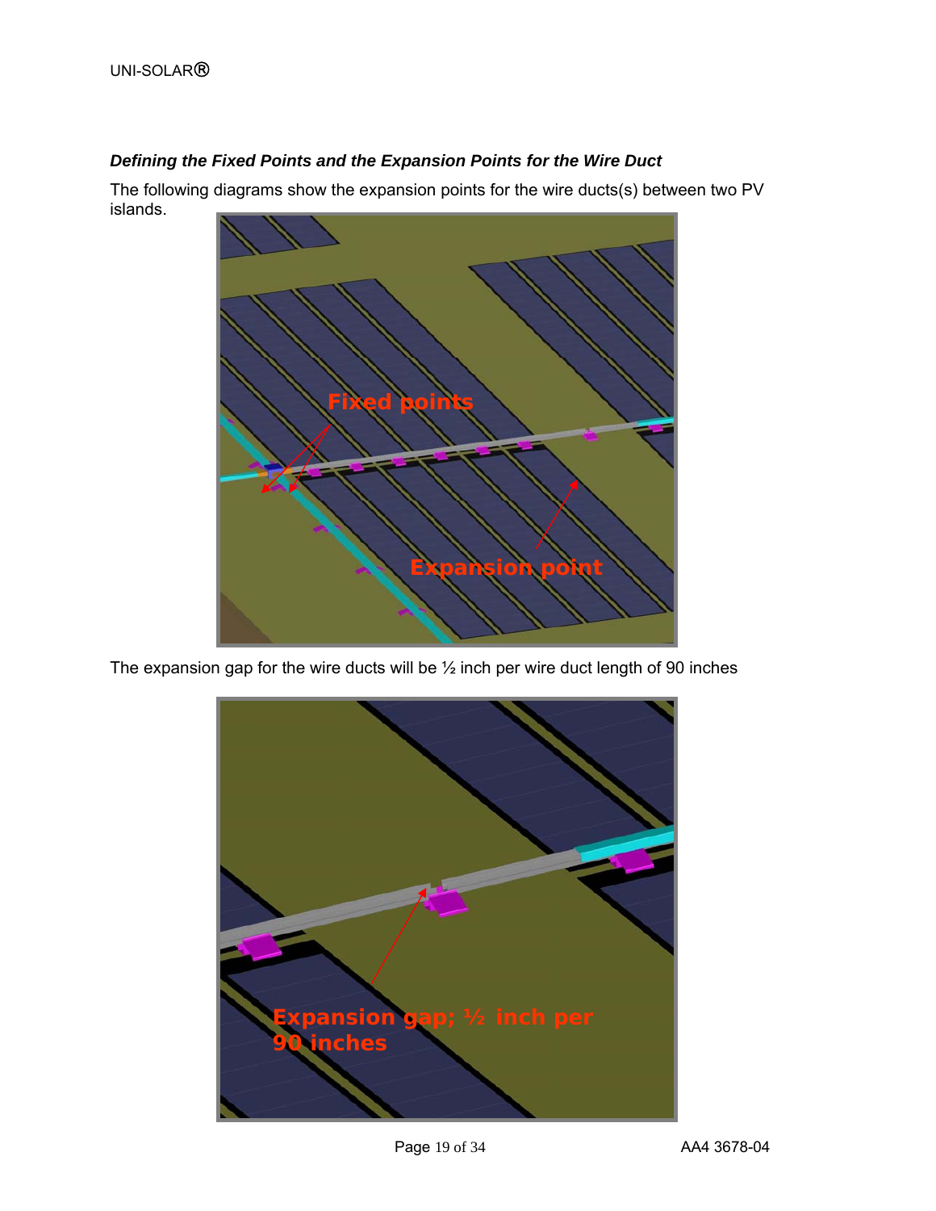*Defining the Fixed Points and the Expansion Points for the Wire Duct*

The following diagrams show the expansion points for the wire ducts(s) between two PV islands.

The expansion gap for the wire ducts will be ½ inch per wire duct length of 90 inches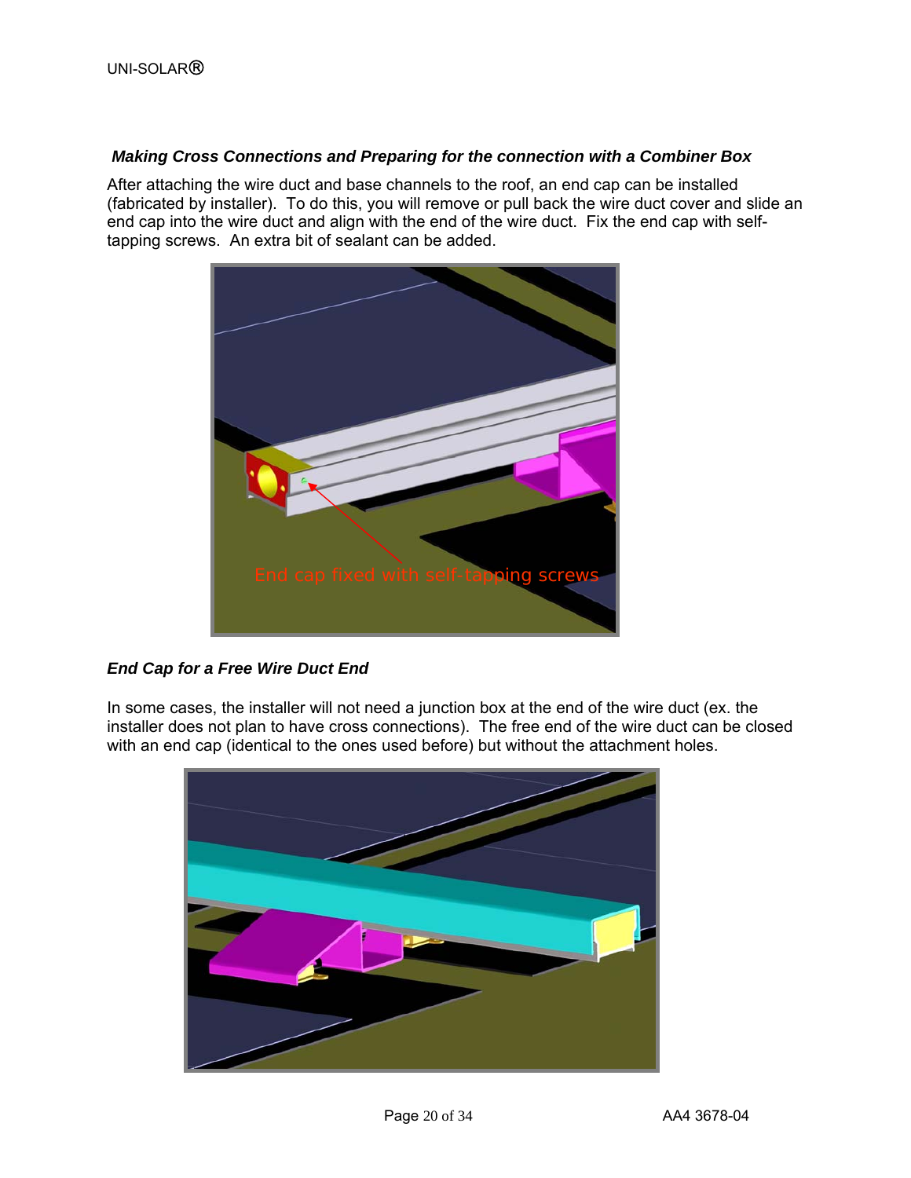### *Making Cross Connections and Preparing for the connection with a Combiner Box*

After attaching the wire duct and base channels to the roof, an end cap can be installed (fabricated by installer). To do this, you will remove or pull back the wire duct cover and slide an end cap into the wire duct and align with the end of the wire duct. Fix the end cap with self-tapping screws. An extra bit of sealant can be added.

### *End Cap for a Free Wire Duct End*

In some cases, the installer will not need a junction box at the end of the wire duct (ex. the installer does not plan to have cross connections). The free end of the wire duct can be closed with an end cap (identical to the ones used before) but without the attachment holes.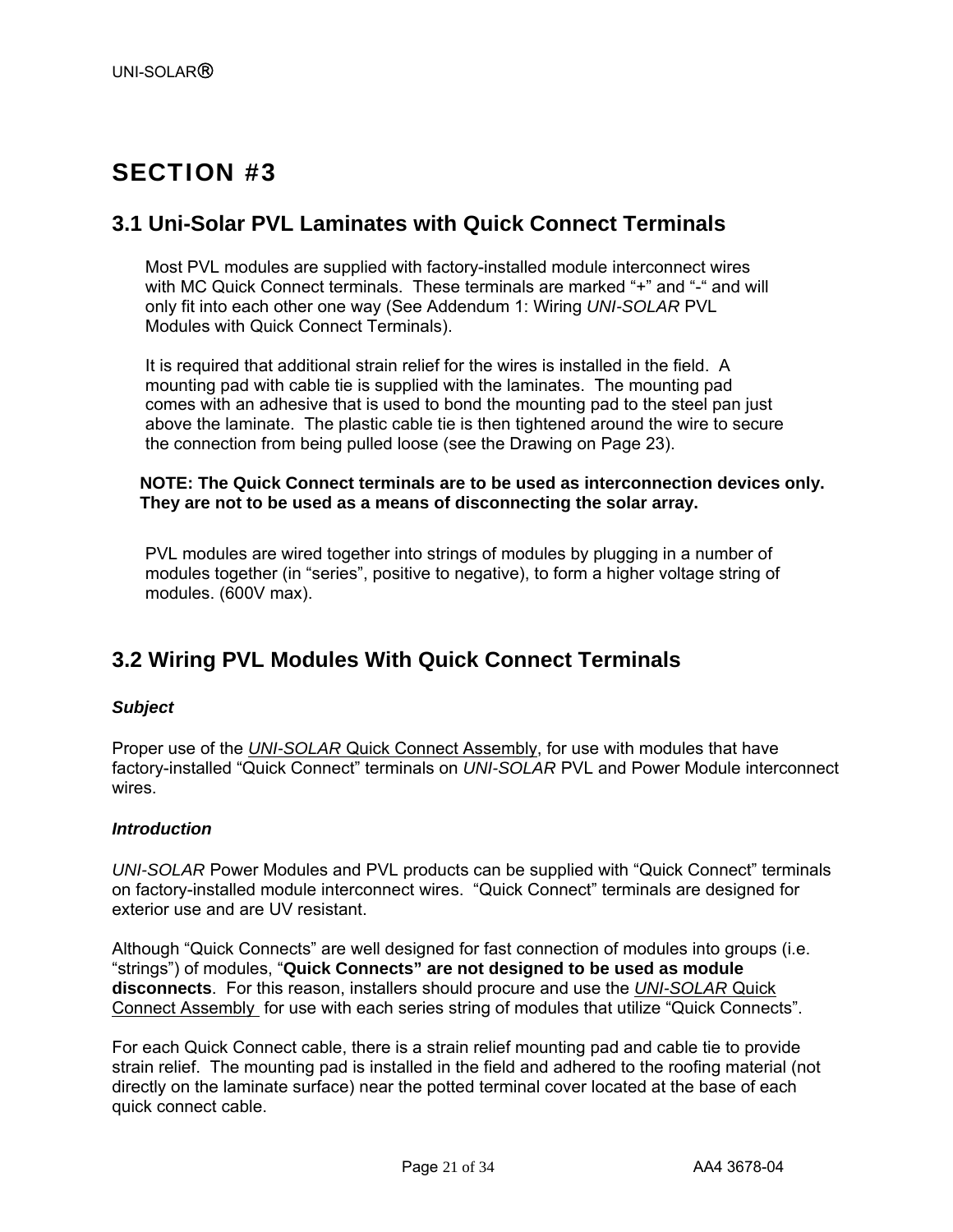# SECTION #3

## 3.1 Uni-Solar PVL Laminates with Quick Connect Terminals

Most PVL modules are supplied with factory-installed module interconnect wires with MC Quick Connect terminals. These terminals are marked "+" and "-" and will only fit into each other one way (See Addendum 1: Wiring *UNI-SOLAR* PVL Modules with Quick Connect Terminals).

It is required that additional strain relief for the wires is installed in the field. A mounting pad with cable tie is supplied with the laminates. The mounting pad comes with an adhesive that is used to bond the mounting pad to the steel pan just above the laminate. The plastic cable tie is then tightened around the wire to secure the connection from being pulled loose (see the Drawing on Page 23).

**NOTE: The Quick Connect terminals are to be used as interconnection devices only. They are not to be used as a means of disconnecting the solar array.**

PVL modules are wired together into strings of modules by plugging in a number of modules together (in "series", positive to negative), to form a higher voltage string of modules. (600V max).

## 3.2 Wiring PVL Modules With Quick Connect Terminals

***Subject***

Proper use of the *UNI-SOLAR* Quick Connect Assembly, for use with modules that have factory-installed "Quick Connect" terminals on *UNI-SOLAR* PVL and Power Module interconnect wires.

***Introduction***

*UNI-SOLAR* Power Modules and PVL products can be supplied with "Quick Connect" terminals on factory-installed module interconnect wires. "Quick Connect" terminals are designed for exterior use and are UV resistant.

Although "Quick Connects" are well designed for fast connection of modules into groups (i.e. "strings") of modules, "**Quick Connects" are not designed to be used as module disconnects**. For this reason, installers should procure and use the *UNI-SOLAR* Quick Connect Assembly for use with each series string of modules that utilize "Quick Connects".

For each Quick Connect cable, there is a strain relief mounting pad and cable tie to provide strain relief. The mounting pad is installed in the field and adhered to the roofing material (not directly on the laminate surface) near the potted terminal cover located at the base of each quick connect cable.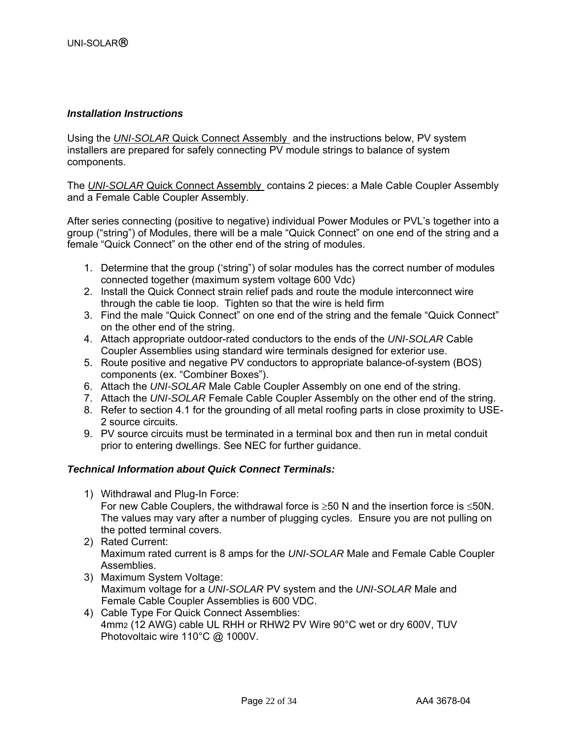### *Installation Instructions*

Using the *UNI-SOLAR* Quick Connect Assembly and the instructions below, PV system installers are prepared for safely connecting PV module strings to balance of system components.

The *UNI-SOLAR* Quick Connect Assembly contains 2 pieces: a Male Cable Coupler Assembly and a Female Cable Coupler Assembly.

After series connecting (positive to negative) individual Power Modules or PVL's together into a group ("string") of Modules, there will be a male "Quick Connect" on one end of the string and a female "Quick Connect" on the other end of the string of modules.

1. Determine that the group ('string") of solar modules has the correct number of modules connected together (maximum system voltage 600 Vdc)
2. Install the Quick Connect strain relief pads and route the module interconnect wire through the cable tie loop. Tighten so that the wire is held firm
3. Find the male "Quick Connect" on one end of the string and the female "Quick Connect" on the other end of the string.
4. Attach appropriate outdoor-rated conductors to the ends of the *UNI-SOLAR* Cable Coupler Assemblies using standard wire terminals designed for exterior use.
5. Route positive and negative PV conductors to appropriate balance-of-system (BOS) components (ex. "Combiner Boxes").
6. Attach the *UNI-SOLAR* Male Cable Coupler Assembly on one end of the string.
7. Attach the *UNI-SOLAR* Female Cable Coupler Assembly on the other end of the string.
8. Refer to section 4.1 for the grounding of all metal roofing parts in close proximity to USE-2 source circuits.
9. PV source circuits must be terminated in a terminal box and then run in metal conduit prior to entering dwellings. See NEC for further guidance.

### *Technical Information about Quick Connect Terminals:*

1) Withdrawal and Plug-In Force:
   For new Cable Couplers, the withdrawal force is ≥50 N and the insertion force is ≤50N. The values may vary after a number of plugging cycles. Ensure you are not pulling on the potted terminal covers.
2) Rated Current:
   Maximum rated current is 8 amps for the *UNI-SOLAR* Male and Female Cable Coupler Assemblies.
3) Maximum System Voltage:
   Maximum voltage for a *UNI-SOLAR* PV system and the *UNI-SOLAR* Male and Female Cable Coupler Assemblies is 600 VDC.
4) Cable Type For Quick Connect Assemblies:
   4mm2 (12 AWG) cable UL RHH or RHW2 PV Wire 90°C wet or dry 600V, TUV Photovoltaic wire 110°C @ 1000V.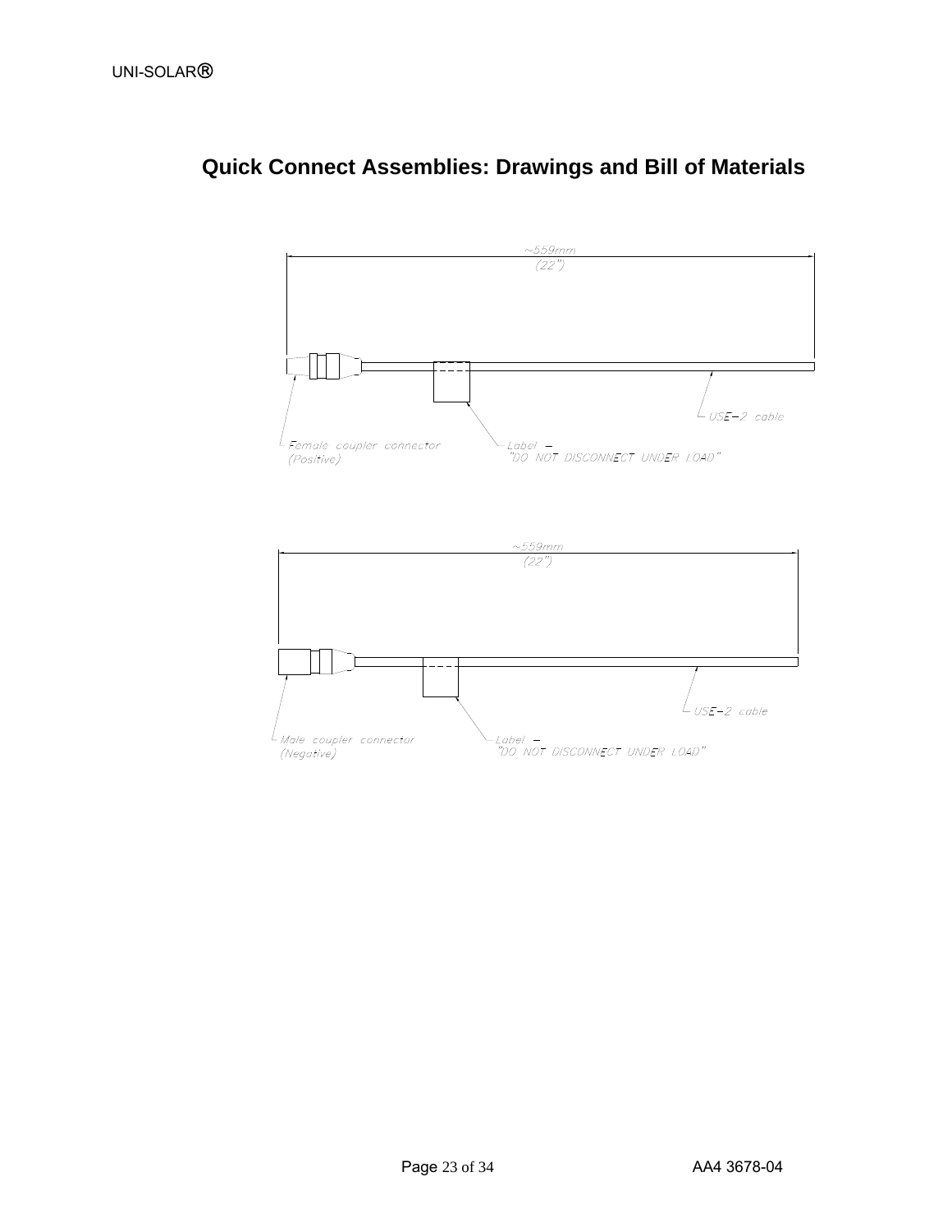## Quick Connect Assemblies: Drawings and Bill of Materials

~559mm
(22")

Female coupler connector
(Positive)

Label –
"DO NOT DISCONNECT UNDER LOAD"

USE-2 cable

~559mm
(22")

Male coupler connector
(Negative)

Label –
"DO NOT DISCONNECT UNDER LOAD"

USE-2 cable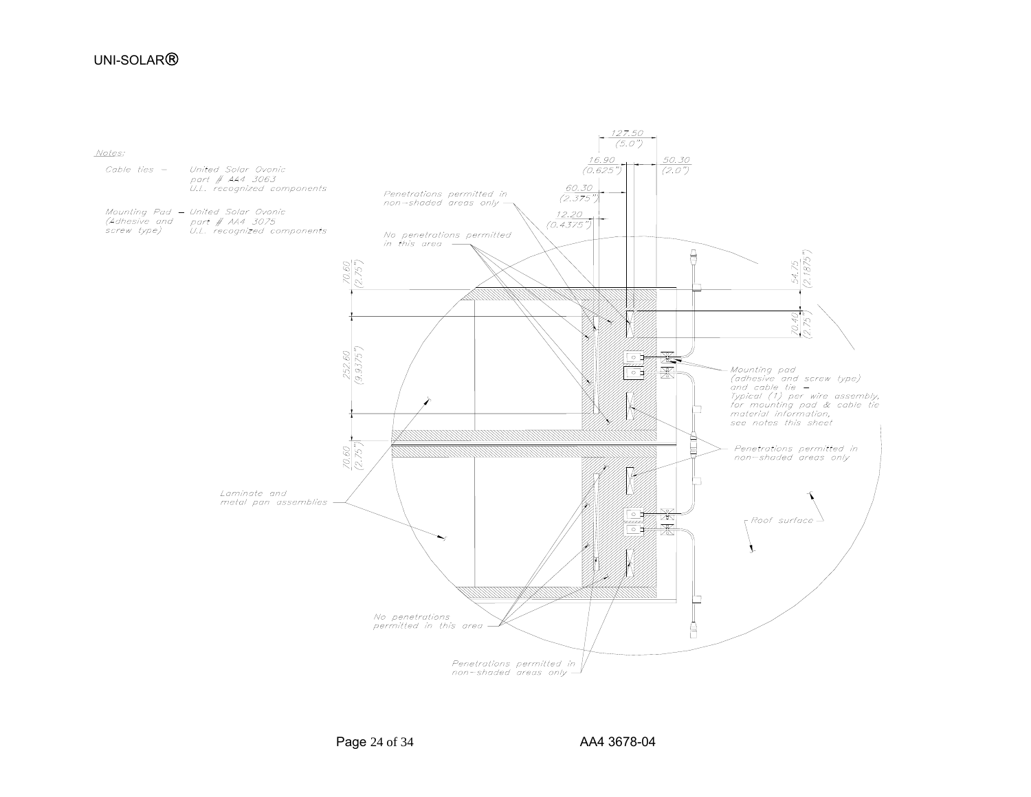UNI-SOLAR®

Notes:

Cable ties – United Solar Ovonic part # AA4 3063 U.L. recognized components

Mounting Pad (Adhesive and screw type) – United Solar Ovonic part # AA4 3075 U.L. recognized components

127.50 (5.0")

16.90 (0.625")

50.30 (2.0")

60.30 (2.375")

12.20 (0.4375")

70.60 (2.75")

252.60 (9.9375")

70.60 (2.75")

54.75 (2.1875")

70.40 (2.75")

Penetrations permitted in non-shaded areas only

No penetrations permitted in this area

Mounting pad (adhesive and screw type) and cable tie – Typical (1) per wire assembly, for mounting pad & cable tie material information, see notes this sheet

Penetrations permitted in non-shaded areas only

Laminate and metal pan assemblies

Roof surface

No penetrations permitted in this area

Penetrations permitted in non-shaded areas only

AA4 3678-04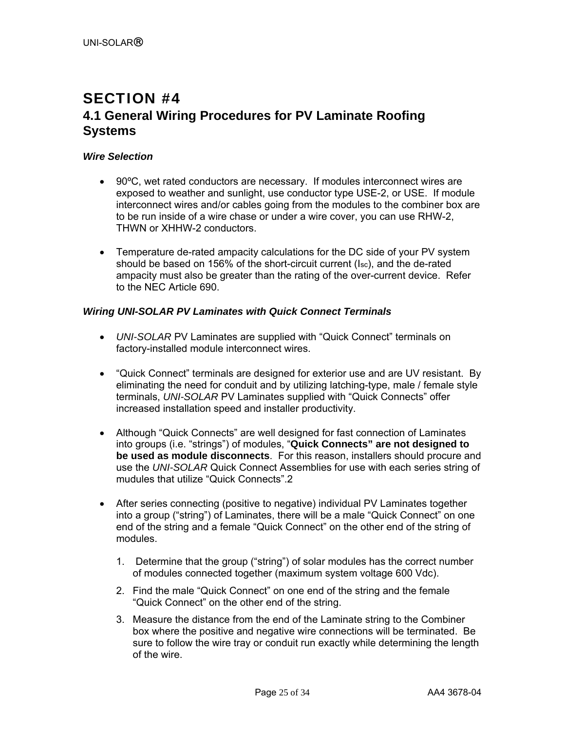# SECTION #4

## 4.1 General Wiring Procedures for PV Laminate Roofing Systems

***Wire Selection***

- 90ºC, wet rated conductors are necessary. If modules interconnect wires are exposed to weather and sunlight, use conductor type USE-2, or USE. If module interconnect wires and/or cables going from the modules to the combiner box are to be run inside of a wire chase or under a wire cover, you can use RHW-2, THWN or XHHW-2 conductors.

- Temperature de-rated ampacity calculations for the DC side of your PV system should be based on 156% of the short-circuit current ($I_{SC}$), and the de-rated ampacity must also be greater than the rating of the over-current device. Refer to the NEC Article 690.

***Wiring UNI-SOLAR PV Laminates with Quick Connect Terminals***

- *UNI-SOLAR* PV Laminates are supplied with "Quick Connect" terminals on factory-installed module interconnect wires.

- "Quick Connect" terminals are designed for exterior use and are UV resistant. By eliminating the need for conduit and by utilizing latching-type, male / female style terminals, *UNI-SOLAR* PV Laminates supplied with "Quick Connects" offer increased installation speed and installer productivity.

- Although "Quick Connects" are well designed for fast connection of Laminates into groups (i.e. "strings") of modules, "**Quick Connects" are not designed to be used as module disconnects**. For this reason, installers should procure and use the *UNI-SOLAR* Quick Connect Assemblies for use with each series string of mudules that utilize "Quick Connects".2

- After series connecting (positive to negative) individual PV Laminates together into a group ("string") of Laminates, there will be a male "Quick Connect" on one end of the string and a female "Quick Connect" on the other end of the string of modules.

  1. Determine that the group ("string") of solar modules has the correct number of modules connected together (maximum system voltage 600 Vdc).
  2. Find the male "Quick Connect" on one end of the string and the female "Quick Connect" on the other end of the string.
  3. Measure the distance from the end of the Laminate string to the Combiner box where the positive and negative wire connections will be terminated. Be sure to follow the wire tray or conduit run exactly while determining the length of the wire.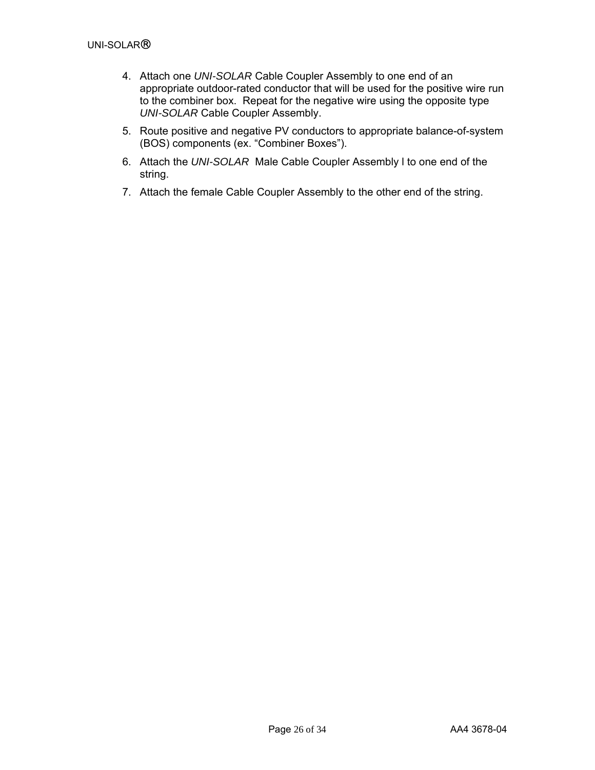4. Attach one *UNI-SOLAR* Cable Coupler Assembly to one end of an appropriate outdoor-rated conductor that will be used for the positive wire run to the combiner box. Repeat for the negative wire using the opposite type *UNI-SOLAR* Cable Coupler Assembly.
5. Route positive and negative PV conductors to appropriate balance-of-system (BOS) components (ex. “Combiner Boxes”).
6. Attach the *UNI-SOLAR* Male Cable Coupler Assembly l to one end of the string.
7. Attach the female Cable Coupler Assembly to the other end of the string.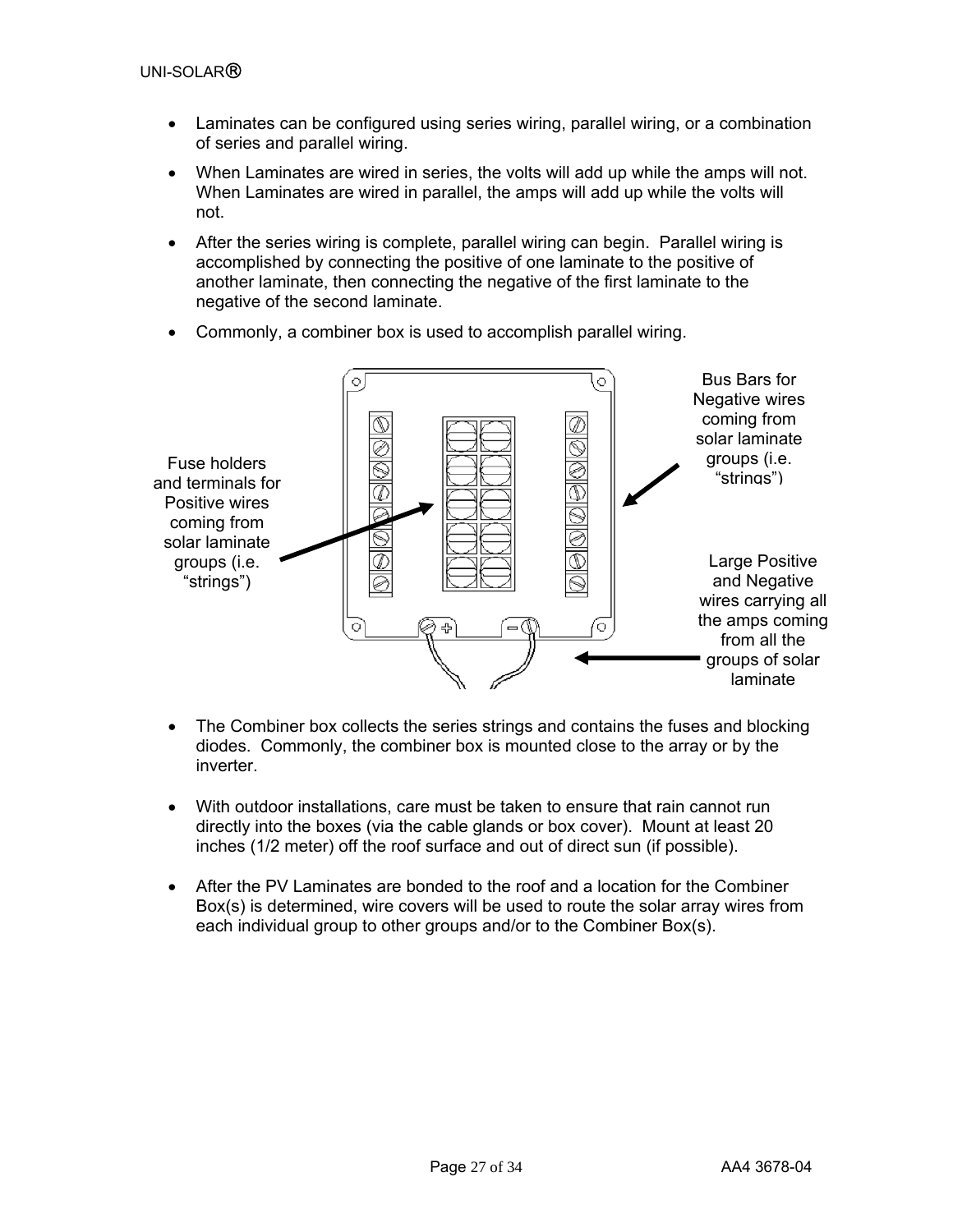- Laminates can be configured using series wiring, parallel wiring, or a combination of series and parallel wiring.
- When Laminates are wired in series, the volts will add up while the amps will not. When Laminates are wired in parallel, the amps will add up while the volts will not.
- After the series wiring is complete, parallel wiring can begin. Parallel wiring is accomplished by connecting the positive of one laminate to the positive of another laminate, then connecting the negative of the first laminate to the negative of the second laminate.
- Commonly, a combiner box is used to accomplish parallel wiring.

Fuse holders and terminals for Positive wires coming from solar laminate groups (i.e. "strings")

Bus Bars for Negative wires coming from solar laminate groups (i.e. "strings")

Large Positive and Negative wires carrying all the amps coming from all the groups of solar laminate

- The Combiner box collects the series strings and contains the fuses and blocking diodes. Commonly, the combiner box is mounted close to the array or by the inverter.

- With outdoor installations, care must be taken to ensure that rain cannot run directly into the boxes (via the cable glands or box cover). Mount at least 20 inches (1/2 meter) off the roof surface and out of direct sun (if possible).

- After the PV Laminates are bonded to the roof and a location for the Combiner Box(s) is determined, wire covers will be used to route the solar array wires from each individual group to other groups and/or to the Combiner Box(s).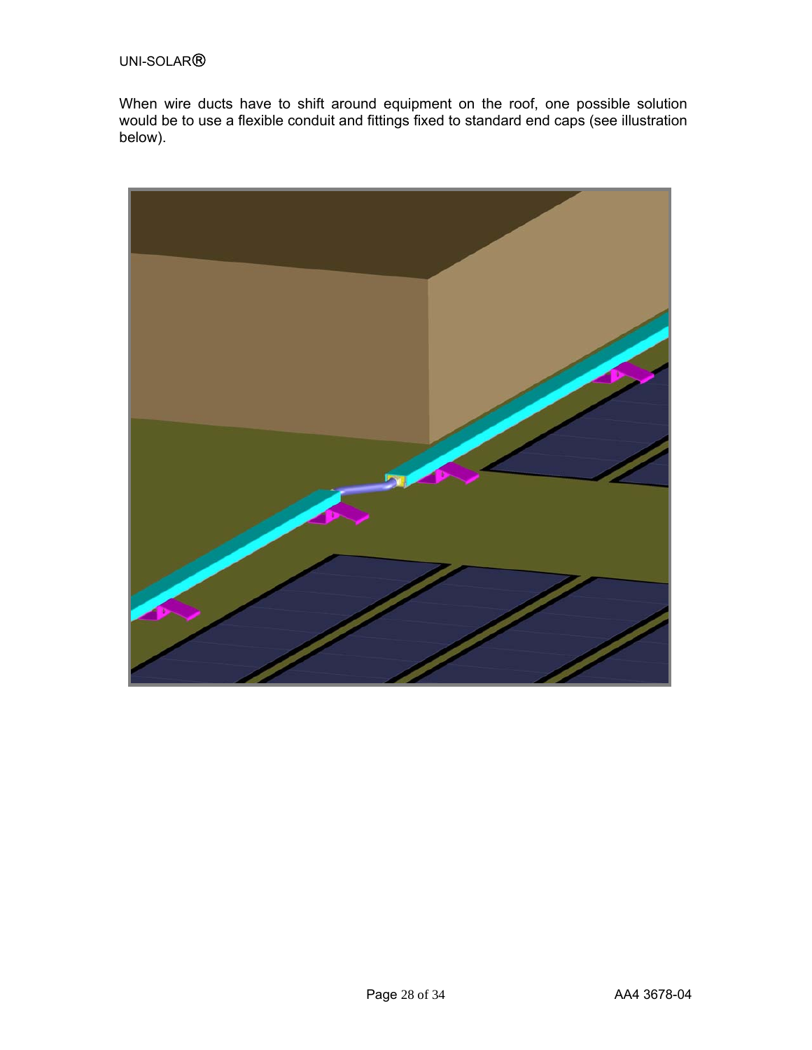When wire ducts have to shift around equipment on the roof, one possible solution would be to use a flexible conduit and fittings fixed to standard end caps (see illustration below).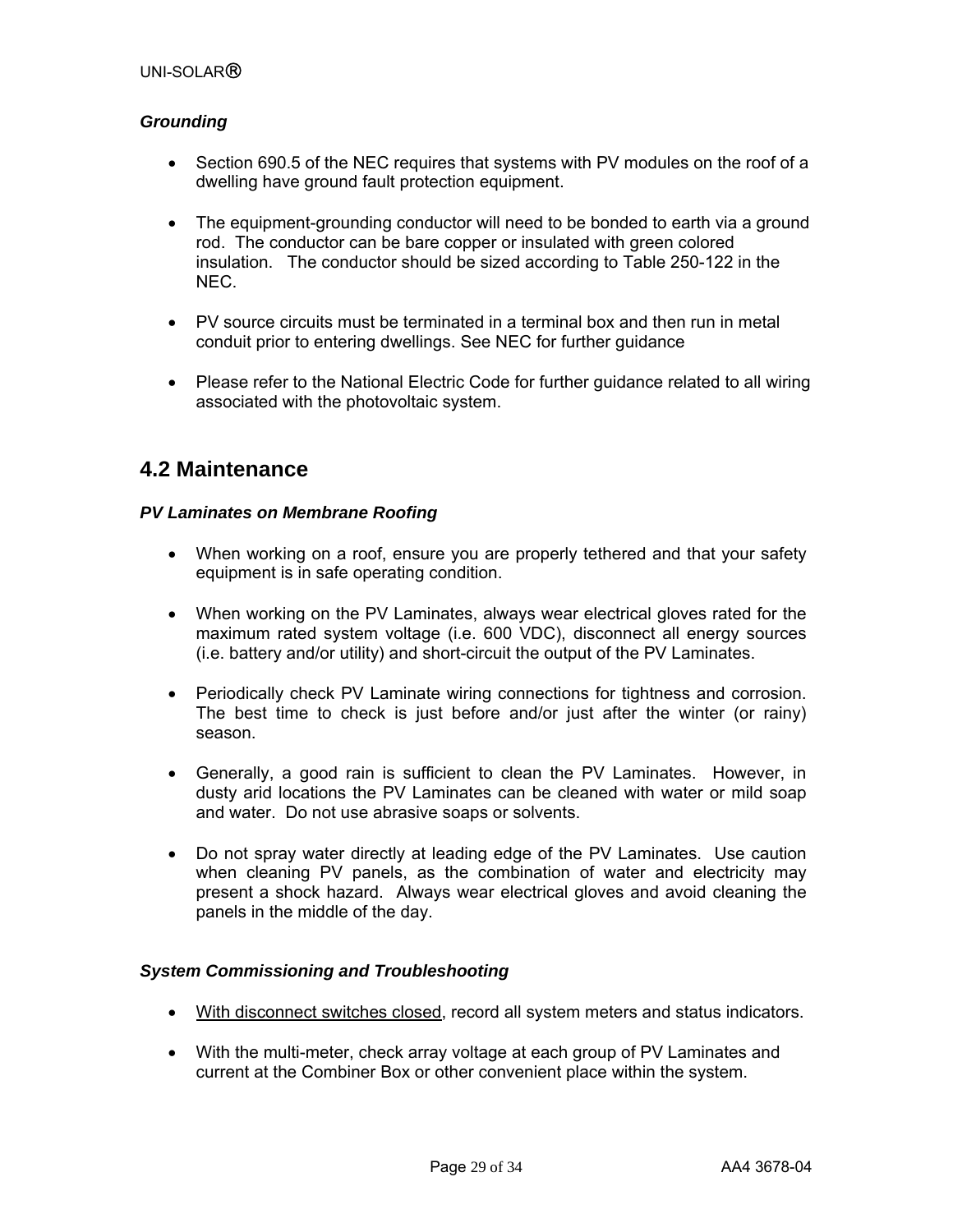### *Grounding*

- Section 690.5 of the NEC requires that systems with PV modules on the roof of a dwelling have ground fault protection equipment.

- The equipment-grounding conductor will need to be bonded to earth via a ground rod. The conductor can be bare copper or insulated with green colored insulation. The conductor should be sized according to Table 250-122 in the NEC.

- PV source circuits must be terminated in a terminal box and then run in metal conduit prior to entering dwellings. See NEC for further guidance

- Please refer to the National Electric Code for further guidance related to all wiring associated with the photovoltaic system.

## 4.2 Maintenance

### *PV Laminates on Membrane Roofing*

- When working on a roof, ensure you are properly tethered and that your safety equipment is in safe operating condition.

- When working on the PV Laminates, always wear electrical gloves rated for the maximum rated system voltage (i.e. 600 VDC), disconnect all energy sources (i.e. battery and/or utility) and short-circuit the output of the PV Laminates.

- Periodically check PV Laminate wiring connections for tightness and corrosion. The best time to check is just before and/or just after the winter (or rainy) season.

- Generally, a good rain is sufficient to clean the PV Laminates. However, in dusty arid locations the PV Laminates can be cleaned with water or mild soap and water. Do not use abrasive soaps or solvents.

- Do not spray water directly at leading edge of the PV Laminates. Use caution when cleaning PV panels, as the combination of water and electricity may present a shock hazard. Always wear electrical gloves and avoid cleaning the panels in the middle of the day.

### *System Commissioning and Troubleshooting*

- <u>With disconnect switches closed</u>, record all system meters and status indicators.

- With the multi-meter, check array voltage at each group of PV Laminates and current at the Combiner Box or other convenient place within the system.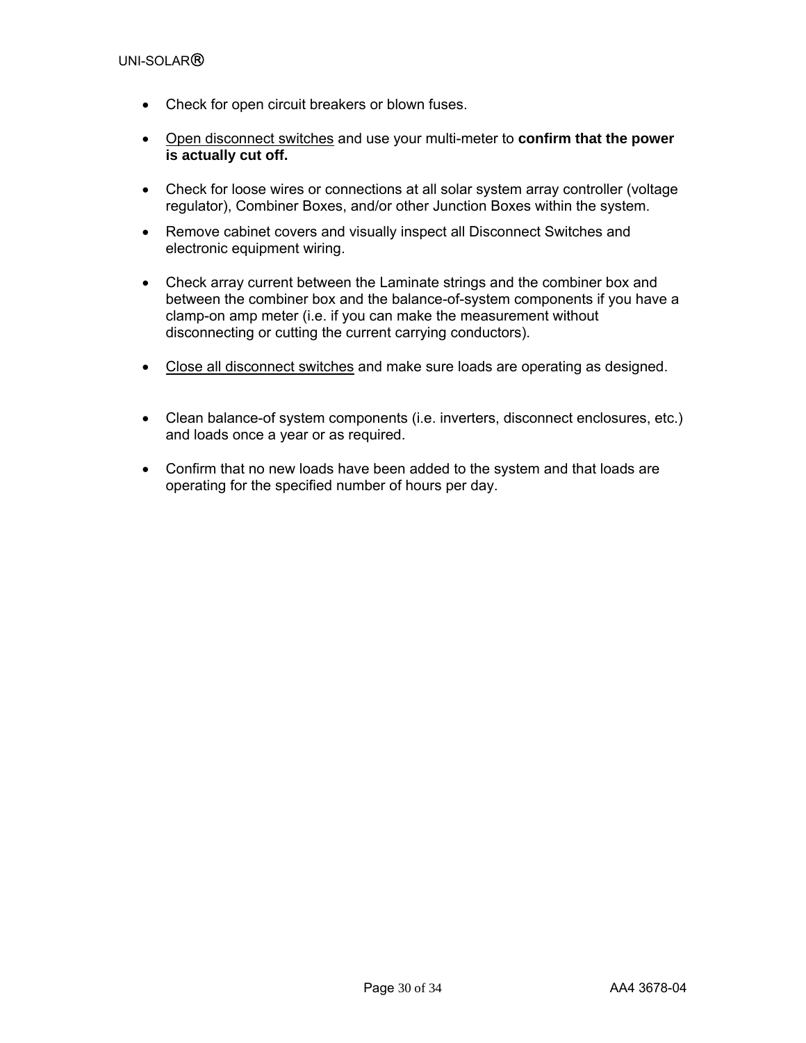- Check for open circuit breakers or blown fuses.

- <u>Open disconnect switches</u> and use your multi-meter to **confirm that the power is actually cut off.**

- Check for loose wires or connections at all solar system array controller (voltage regulator), Combiner Boxes, and/or other Junction Boxes within the system.

- Remove cabinet covers and visually inspect all Disconnect Switches and electronic equipment wiring.

- Check array current between the Laminate strings and the combiner box and between the combiner box and the balance-of-system components if you have a clamp-on amp meter (i.e. if you can make the measurement without disconnecting or cutting the current carrying conductors).

- <u>Close all disconnect switches</u> and make sure loads are operating as designed.

- Clean balance-of system components (i.e. inverters, disconnect enclosures, etc.) and loads once a year or as required.

- Confirm that no new loads have been added to the system and that loads are operating for the specified number of hours per day.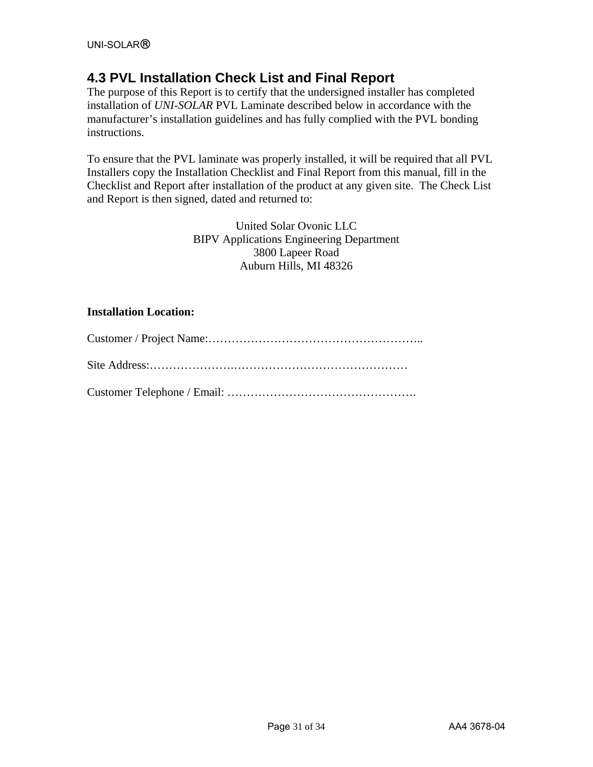## 4.3 PVL Installation Check List and Final Report

The purpose of this Report is to certify that the undersigned installer has completed installation of *UNI-SOLAR* PVL Laminate described below in accordance with the manufacturer's installation guidelines and has fully complied with the PVL bonding instructions.

To ensure that the PVL laminate was properly installed, it will be required that all PVL Installers copy the Installation Checklist and Final Report from this manual, fill in the Checklist and Report after installation of the product at any given site. The Check List and Report is then signed, dated and returned to:

United Solar Ovonic LLC
BIPV Applications Engineering Department
3800 Lapeer Road
Auburn Hills, MI 48326

**Installation Location:**

Customer / Project Name:………………………………………………..

Site Address:………………….………………………………………

Customer Telephone / Email: ………………………………………….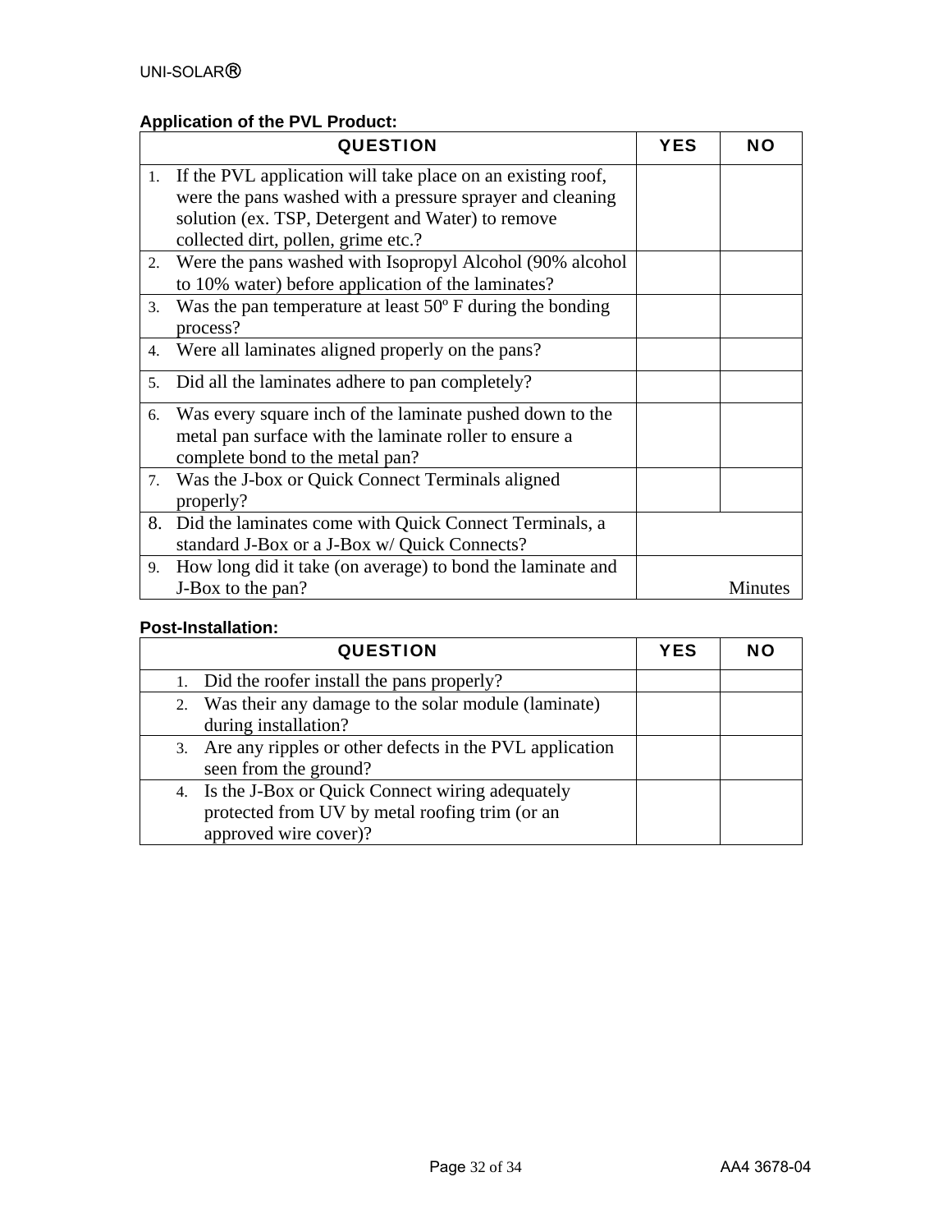**Application of the PVL Product:**

| QUESTION | YES | NO |
|---|---|---|
| 1. If the PVL application will take place on an existing roof, were the pans washed with a pressure sprayer and cleaning solution (ex. TSP, Detergent and Water) to remove collected dirt, pollen, grime etc.? | | |
| 2. Were the pans washed with Isopropyl Alcohol (90% alcohol to 10% water) before application of the laminates? | | |
| 3. Was the pan temperature at least 50º F during the bonding process? | | |
| 4. Were all laminates aligned properly on the pans? | | |
| 5. Did all the laminates adhere to pan completely? | | |
| 6. Was every square inch of the laminate pushed down to the metal pan surface with the laminate roller to ensure a complete bond to the metal pan? | | |
| 7. Was the J-box or Quick Connect Terminals aligned properly? | | |
| 8. Did the laminates come with Quick Connect Terminals, a standard J-Box or a J-Box w/ Quick Connects? | | |
| 9. How long did it take (on average) to bond the laminate and J-Box to the pan? | Minutes | |

**Post-Installation:**

| QUESTION | YES | NO |
|---|---|---|
| 1. Did the roofer install the pans properly? | | |
| 2. Was their any damage to the solar module (laminate) during installation? | | |
| 3. Are any ripples or other defects in the PVL application seen from the ground? | | |
| 4. Is the J-Box or Quick Connect wiring adequately protected from UV by metal roofing trim (or an approved wire cover)? | | |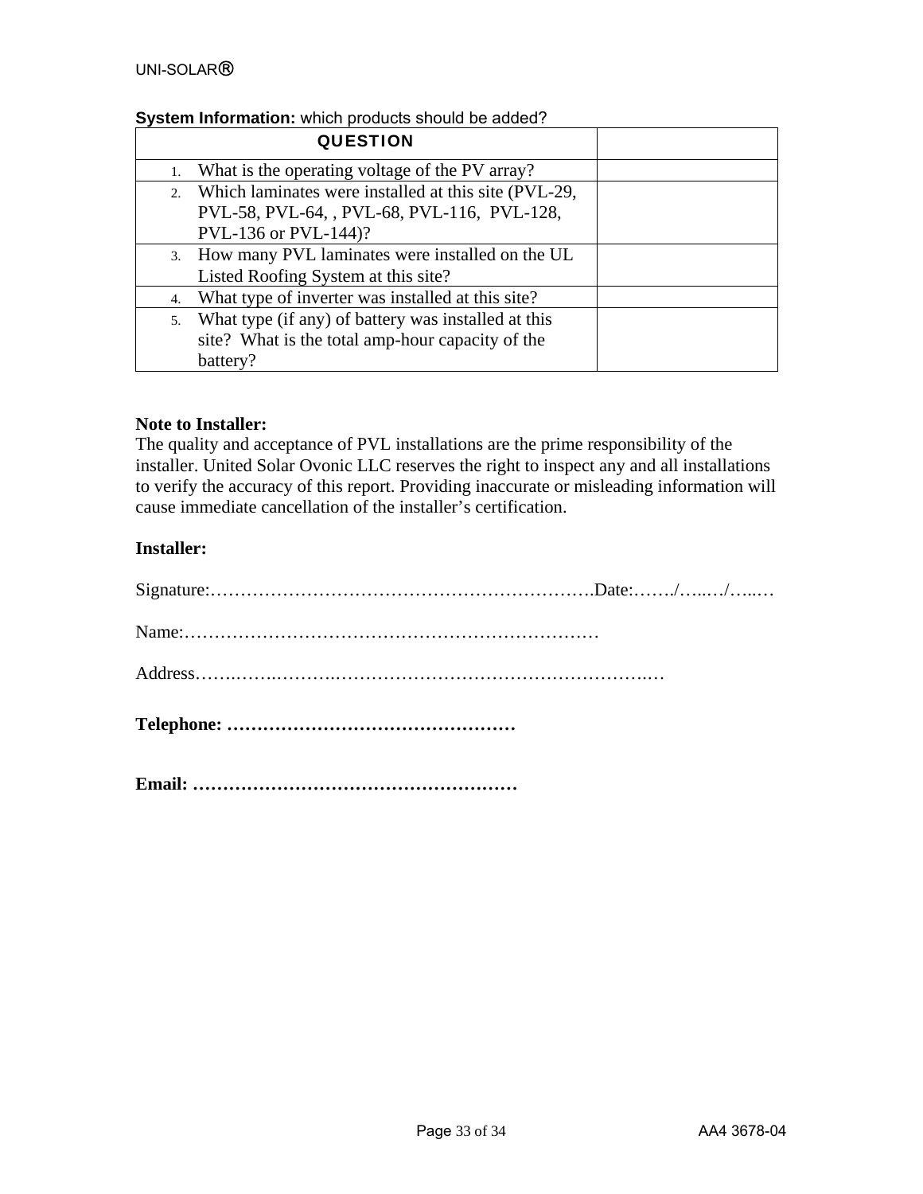**System Information:** which products should be added?

| QUESTION | |
|---|---|
| 1. What is the operating voltage of the PV array? | |
| 2. Which laminates were installed at this site (PVL-29, PVL-58, PVL-64, , PVL-68, PVL-116, PVL-128, PVL-136 or PVL-144)? | |
| 3. How many PVL laminates were installed on the UL Listed Roofing System at this site? | |
| 4. What type of inverter was installed at this site? | |
| 5. What type (if any) of battery was installed at this site? What is the total amp-hour capacity of the battery? | |

**Note to Installer:**
The quality and acceptance of PVL installations are the prime responsibility of the installer. United Solar Ovonic LLC reserves the right to inspect any and all installations to verify the accuracy of this report. Providing inaccurate or misleading information will cause immediate cancellation of the installer's certification.

**Installer:**

Signature:……………………………………………………….Date:……./…..…/…..…

Name:……………………………………………………………

Address……..…….……….……………………………………………..…

**Telephone: …………………………………………**

**Email: ………………………………………………**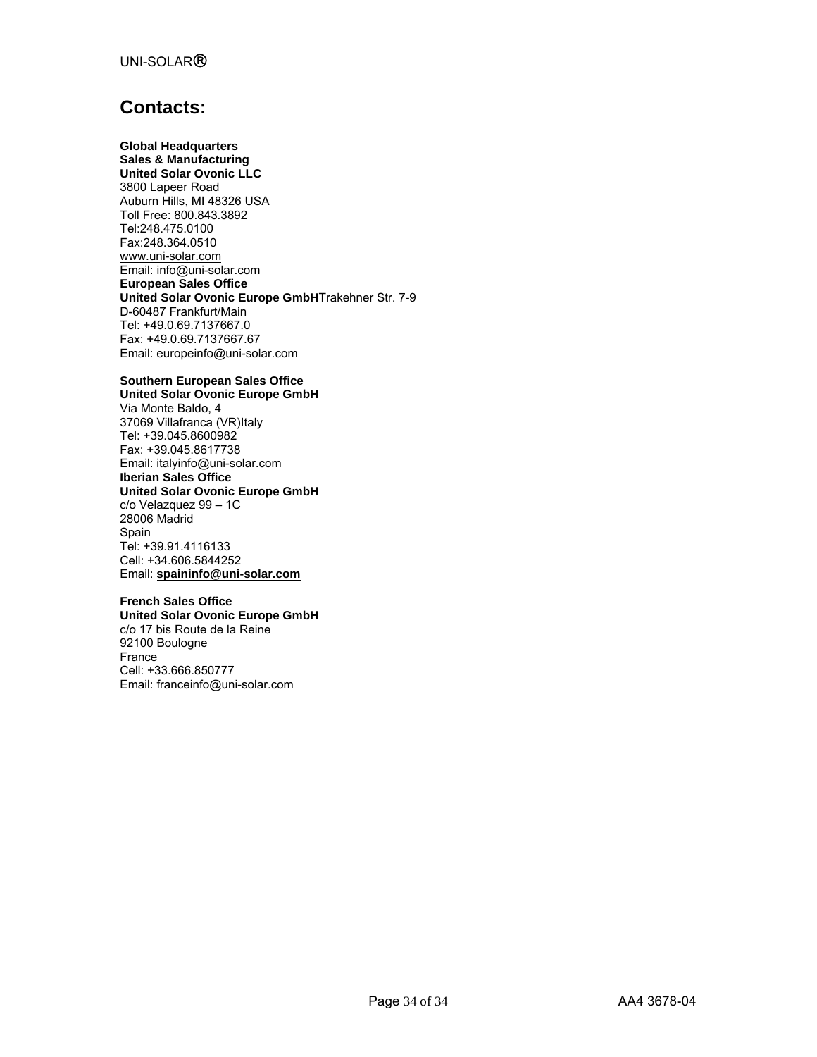# Contacts:

**Global Headquarters**
**Sales & Manufacturing**
**United Solar Ovonic LLC**
3800 Lapeer Road
Auburn Hills, MI 48326 USA
Toll Free: 800.843.3892
Tel:248.475.0100
Fax:248.364.0510
www.uni-solar.com
Email: info@uni-solar.com
**European Sales Office**
**United Solar Ovonic Europe GmbH**Trakehner Str. 7-9
D-60487 Frankfurt/Main
Tel: +49.0.69.7137667.0
Fax: +49.0.69.7137667.67
Email: europeinfo@uni-solar.com

**Southern European Sales Office**
**United Solar Ovonic Europe GmbH**
Via Monte Baldo, 4
37069 Villafranca (VR)Italy
Tel: +39.045.8600982
Fax: +39.045.8617738
Email: italyinfo@uni-solar.com
**Iberian Sales Office**
**United Solar Ovonic Europe GmbH**
c/o Velazquez 99 – 1C
28006 Madrid
Spain
Tel: +39.91.4116133
Cell: +34.606.5844252
Email: **spaininfo@uni-solar.com**

**French Sales Office**
**United Solar Ovonic Europe GmbH**
c/o 17 bis Route de la Reine
92100 Boulogne
France
Cell: +33.666.850777
Email: franceinfo@uni-solar.com